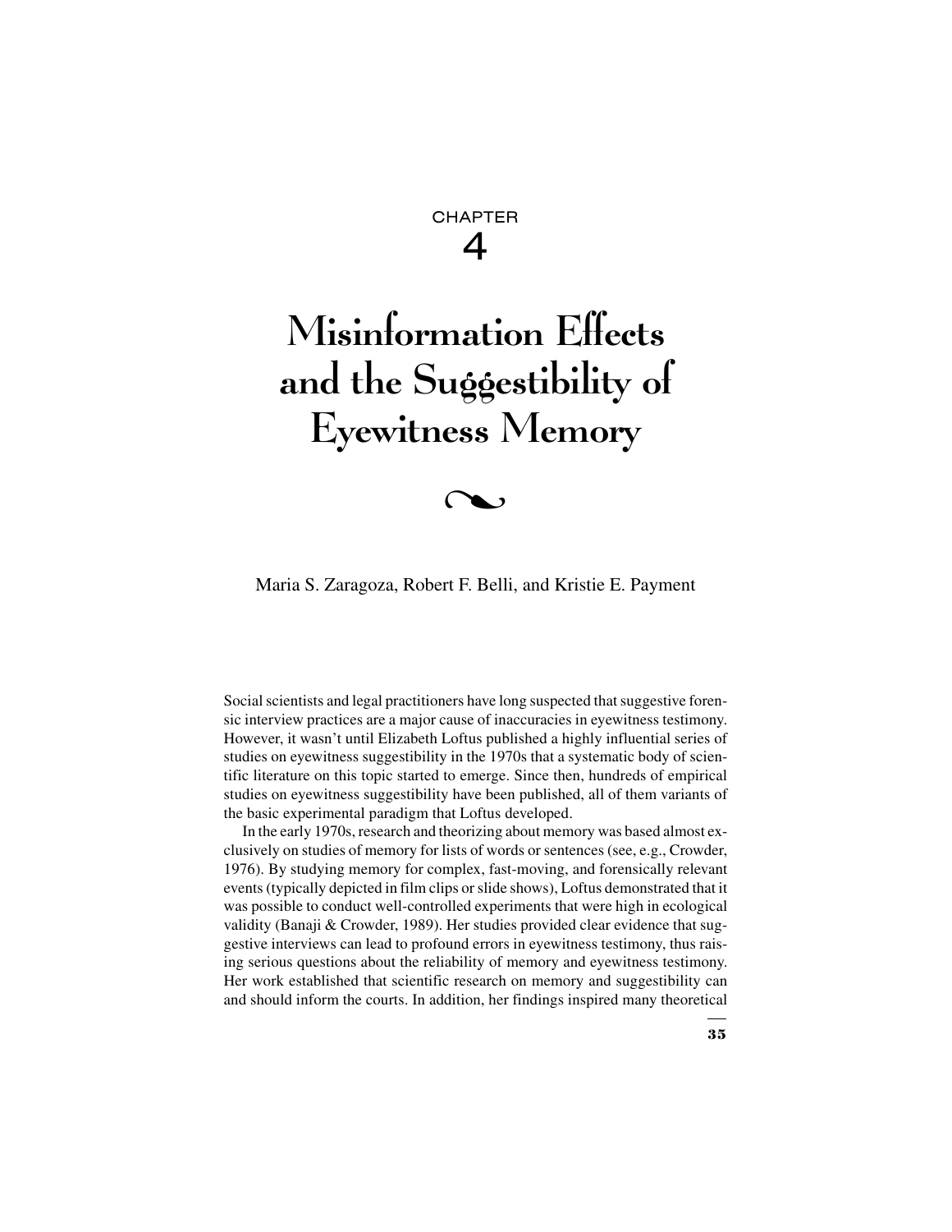CHAPTER

4

# Misinformation Effects and the Suggestibility of Eyewitness Memory

Maria S. Zaragoza, Robert F. Belli, and Kristie E. Payment

Social scientists and legal practitioners have long suspected that suggestive forensic interview practices are a major cause of inaccuracies in eyewitness testimony. However, it wasn't until Elizabeth Loftus published a highly influential series of studies on eyewitness suggestibility in the 1970s that a systematic body of scientific literature on this topic started to emerge. Since then, hundreds of empirical studies on eyewitness suggestibility have been published, all of them variants of the basic experimental paradigm that Loftus developed.

In the early 1970s, research and theorizing about memory was based almost exclusively on studies of memory for lists of words or sentences (see, e.g., Crowder, 1976). By studying memory for complex, fast-moving, and forensically relevant events (typically depicted in film clips or slide shows), Loftus demonstrated that it was possible to conduct well-controlled experiments that were high in ecological validity (Banaji & Crowder, 1989). Her studies provided clear evidence that suggestive interviews can lead to profound errors in eyewitness testimony, thus raising serious questions about the reliability of memory and eyewitness testimony. Her work established that scientific research on memory and suggestibility can and should inform the courts. In addition, her findings inspired many theoretical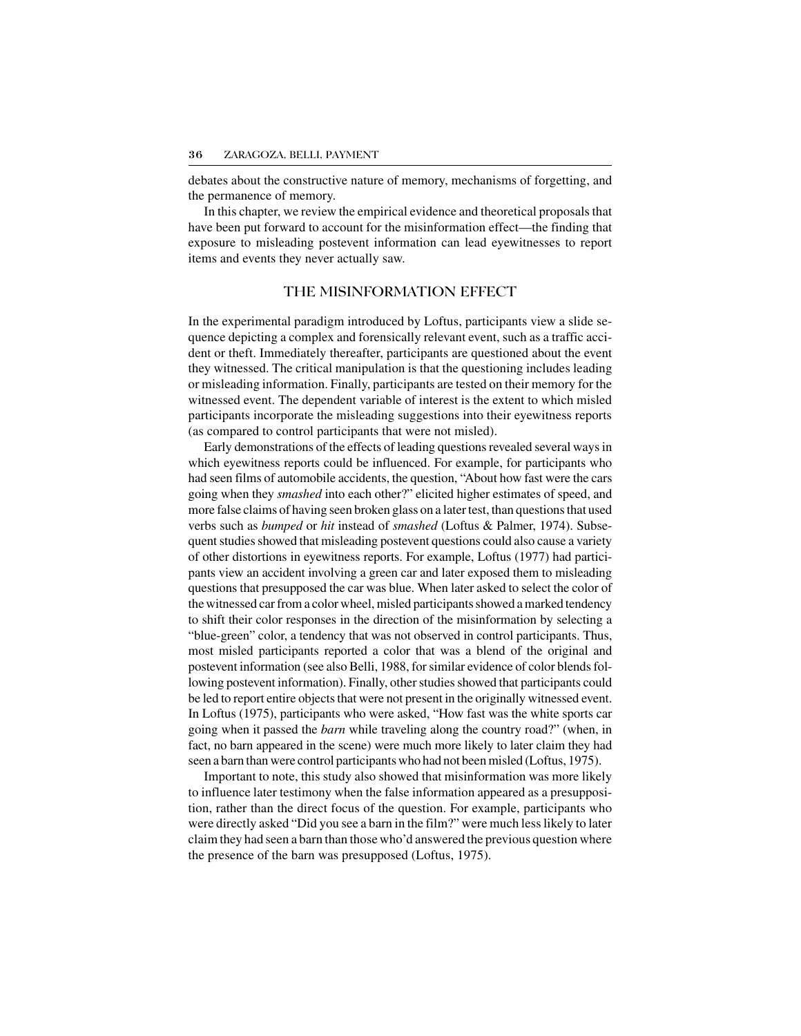debates about the constructive nature of memory, mechanisms of forgetting, and the permanence of memory.

In this chapter, we review the empirical evidence and theoretical proposals that have been put forward to account for the misinformation effect—the finding that exposure to misleading postevent information can lead eyewitnesses to report items and events they never actually saw.

## THE MISINFORMATION EFFECT

In the experimental paradigm introduced by Loftus, participants view a slide sequence depicting a complex and forensically relevant event, such as a traffic accident or theft. Immediately thereafter, participants are questioned about the event they witnessed. The critical manipulation is that the questioning includes leading or misleading information. Finally, participants are tested on their memory for the witnessed event. The dependent variable of interest is the extent to which misled participants incorporate the misleading suggestions into their eyewitness reports (as compared to control participants that were not misled).

Early demonstrations of the effects of leading questions revealed several ways in which eyewitness reports could be influenced. For example, for participants who had seen films of automobile accidents, the question, "About how fast were the cars going when they *smashed* into each other?" elicited higher estimates of speed, and more false claims of having seen broken glass on a later test, than questions that used verbs such as *bumped* or *hit* instead of *smashed* (Loftus & Palmer, 1974). Subsequent studies showed that misleading postevent questions could also cause a variety of other distortions in eyewitness reports. For example, Loftus (1977) had participants view an accident involving a green car and later exposed them to misleading questions that presupposed the car was blue. When later asked to select the color of the witnessed car from a color wheel, misled participants showed a marked tendency to shift their color responses in the direction of the misinformation by selecting a "blue-green" color, a tendency that was not observed in control participants. Thus, most misled participants reported a color that was a blend of the original and postevent information (see also Belli, 1988, for similar evidence of color blends following postevent information). Finally, other studies showed that participants could be led to report entire objects that were not present in the originally witnessed event. In Loftus (1975), participants who were asked, "How fast was the white sports car going when it passed the *barn* while traveling along the country road?" (when, in fact, no barn appeared in the scene) were much more likely to later claim they had seen a barn than were control participants who had not been misled (Loftus, 1975).

Important to note, this study also showed that misinformation was more likely to influence later testimony when the false information appeared as a presupposition, rather than the direct focus of the question. For example, participants who were directly asked "Did you see a barn in the film?" were much less likely to later claim they had seen a barn than those who'd answered the previous question where the presence of the barn was presupposed (Loftus, 1975).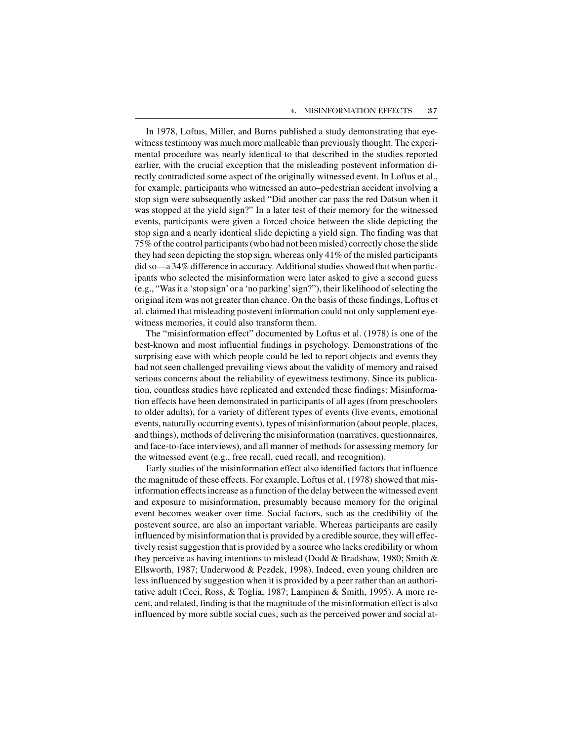In 1978, Loftus, Miller, and Burns published a study demonstrating that eyewitness testimony was much more malleable than previously thought. The experimental procedure was nearly identical to that described in the studies reported earlier, with the crucial exception that the misleading postevent information directly contradicted some aspect of the originally witnessed event. In Loftus et al., for example, participants who witnessed an auto–pedestrian accident involving a stop sign were subsequently asked "Did another car pass the red Datsun when it was stopped at the yield sign?" In a later test of their memory for the witnessed events, participants were given a forced choice between the slide depicting the stop sign and a nearly identical slide depicting a yield sign. The finding was that 75% of the control participants (who had not been misled) correctly chose the slide they had seen depicting the stop sign, whereas only 41% of the misled participants did so—a 34% difference in accuracy. Additional studies showed that when participants who selected the misinformation were later asked to give a second guess (e.g., "Was it a 'stop sign' or a 'no parking' sign?"), their likelihood of selecting the original item was not greater than chance. On the basis of these findings, Loftus et al. claimed that misleading postevent information could not only supplement eyewitness memories, it could also transform them.

The "misinformation effect" documented by Loftus et al. (1978) is one of the best-known and most influential findings in psychology. Demonstrations of the surprising ease with which people could be led to report objects and events they had not seen challenged prevailing views about the validity of memory and raised serious concerns about the reliability of eyewitness testimony. Since its publication, countless studies have replicated and extended these findings: Misinformation effects have been demonstrated in participants of all ages (from preschoolers to older adults), for a variety of different types of events (live events, emotional events, naturally occurring events), types of misinformation (about people, places, and things), methods of delivering the misinformation (narratives, questionnaires, and face-to-face interviews), and all manner of methods for assessing memory for the witnessed event (e.g., free recall, cued recall, and recognition).

Early studies of the misinformation effect also identified factors that influence the magnitude of these effects. For example, Loftus et al. (1978) showed that misinformation effects increase as a function of the delay between the witnessed event and exposure to misinformation, presumably because memory for the original event becomes weaker over time. Social factors, such as the credibility of the postevent source, are also an important variable. Whereas participants are easily influenced by misinformation that is provided by a credible source, they will effectively resist suggestion that is provided by a source who lacks credibility or whom they perceive as having intentions to mislead (Dodd & Bradshaw, 1980; Smith & Ellsworth, 1987; Underwood & Pezdek, 1998). Indeed, even young children are less influenced by suggestion when it is provided by a peer rather than an authoritative adult (Ceci, Ross, & Toglia, 1987; Lampinen & Smith, 1995). A more recent, and related, finding is that the magnitude of the misinformation effect is also influenced by more subtle social cues, such as the perceived power and social at-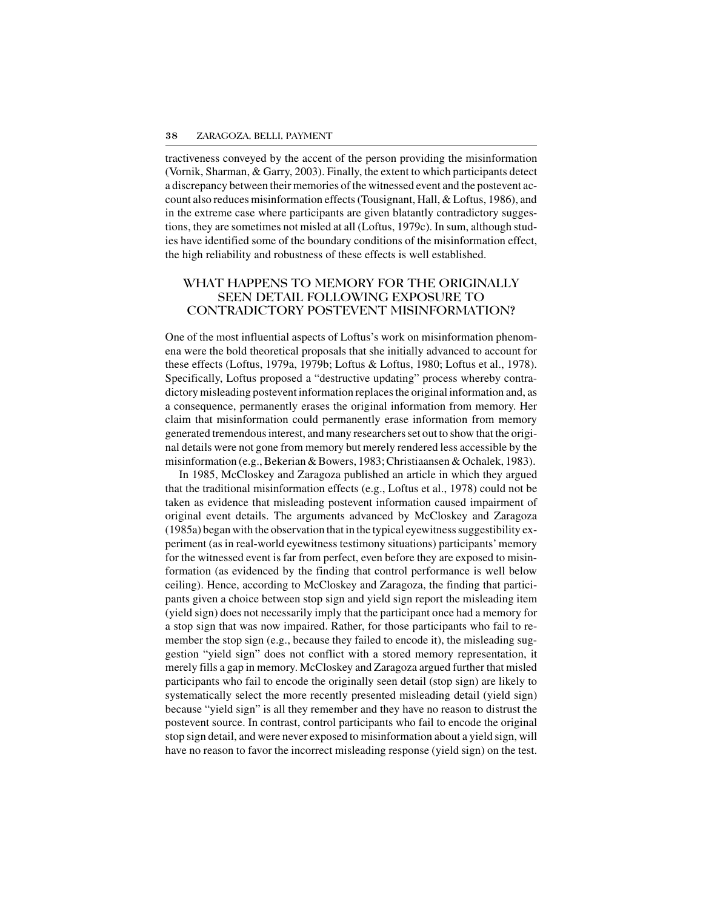tractiveness conveyed by the accent of the person providing the misinformation (Vornik, Sharman, & Garry, 2003). Finally, the extent to which participants detect a discrepancy between their memories of the witnessed event and the postevent account also reduces misinformation effects (Tousignant, Hall, & Loftus, 1986), and in the extreme case where participants are given blatantly contradictory suggestions, they are sometimes not misled at all (Loftus, 1979c). In sum, although studies have identified some of the boundary conditions of the misinformation effect, the high reliability and robustness of these effects is well established.

## WHAT HAPPENS TO MEMORY FOR THE ORIGINALLY SEEN DETAIL FOLLOWING EXPOSURE TO CONTRADICTORY POSTEVENT MISINFORMATION?

One of the most influential aspects of Loftus's work on misinformation phenomena were the bold theoretical proposals that she initially advanced to account for these effects (Loftus, 1979a, 1979b; Loftus & Loftus, 1980; Loftus et al., 1978). Specifically, Loftus proposed a "destructive updating" process whereby contradictory misleading postevent information replaces the original information and, as a consequence, permanently erases the original information from memory. Her claim that misinformation could permanently erase information from memory generated tremendous interest, and many researchers set out to show that the original details were not gone from memory but merely rendered less accessible by the misinformation (e.g., Bekerian & Bowers, 1983; Christiaansen & Ochalek, 1983).

In 1985, McCloskey and Zaragoza published an article in which they argued that the traditional misinformation effects (e.g., Loftus et al., 1978) could not be taken as evidence that misleading postevent information caused impairment of original event details. The arguments advanced by McCloskey and Zaragoza (1985a) began with the observation that in the typical eyewitness suggestibility experiment (as in real-world eyewitness testimony situations) participants' memory for the witnessed event is far from perfect, even before they are exposed to misinformation (as evidenced by the finding that control performance is well below ceiling). Hence, according to McCloskey and Zaragoza, the finding that participants given a choice between stop sign and yield sign report the misleading item (yield sign) does not necessarily imply that the participant once had a memory for a stop sign that was now impaired. Rather, for those participants who fail to remember the stop sign (e.g., because they failed to encode it), the misleading suggestion "yield sign" does not conflict with a stored memory representation, it merely fills a gap in memory. McCloskey and Zaragoza argued further that misled participants who fail to encode the originally seen detail (stop sign) are likely to systematically select the more recently presented misleading detail (yield sign) because "yield sign" is all they remember and they have no reason to distrust the postevent source. In contrast, control participants who fail to encode the original stop sign detail, and were never exposed to misinformation about a yield sign, will have no reason to favor the incorrect misleading response (yield sign) on the test.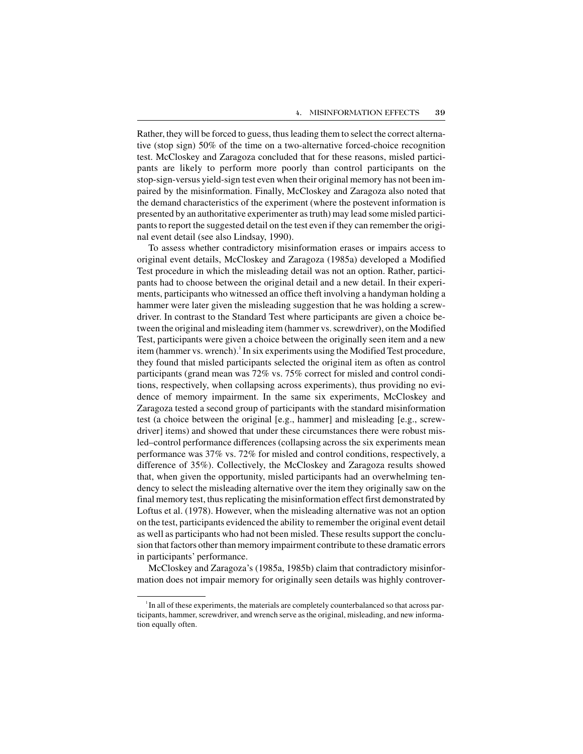Rather, they will be forced to guess, thus leading them to select the correct alternative (stop sign) 50% of the time on a two-alternative forced-choice recognition test. McCloskey and Zaragoza concluded that for these reasons, misled participants are likely to perform more poorly than control participants on the stop-sign-versus yield-sign test even when their original memory has not been impaired by the misinformation. Finally, McCloskey and Zaragoza also noted that the demand characteristics of the experiment (where the postevent information is presented by an authoritative experimenter as truth) may lead some misled participants to report the suggested detail on the test even if they can remember the original event detail (see also Lindsay, 1990).

To assess whether contradictory misinformation erases or impairs access to original event details, McCloskey and Zaragoza (1985a) developed a Modified Test procedure in which the misleading detail was not an option. Rather, participants had to choose between the original detail and a new detail. In their experiments, participants who witnessed an office theft involving a handyman holding a hammer were later given the misleading suggestion that he was holding a screwdriver. In contrast to the Standard Test where participants are given a choice between the original and misleading item (hammer vs. screwdriver), on the Modified Test, participants were given a choice between the originally seen item and a new item (hammer vs. wrench).[1] In six experiments using the Modified Test procedure, they found that misled participants selected the original item as often as control participants (grand mean was 72% vs. 75% correct for misled and control conditions, respectively, when collapsing across experiments), thus providing no evidence of memory impairment. In the same six experiments, McCloskey and Zaragoza tested a second group of participants with the standard misinformation test (a choice between the original [e.g., hammer] and misleading [e.g., screwdriver] items) and showed that under these circumstances there were robust misled–control performance differences (collapsing across the six experiments mean performance was 37% vs. 72% for misled and control conditions, respectively, a difference of 35%). Collectively, the McCloskey and Zaragoza results showed that, when given the opportunity, misled participants had an overwhelming tendency to select the misleading alternative over the item they originally saw on the final memory test, thus replicating the misinformation effect first demonstrated by Loftus et al. (1978). However, when the misleading alternative was not an option on the test, participants evidenced the ability to remember the original event detail as well as participants who had not been misled. These results support the conclusion that factors other than memory impairment contribute to these dramatic errors in participants' performance.

McCloskey and Zaragoza's (1985a, 1985b) claim that contradictory misinformation does not impair memory for originally seen details was highly controver-

[1] In all of these experiments, the materials are completely counterbalanced so that across participants, hammer, screwdriver, and wrench serve as the original, misleading, and new information equally often.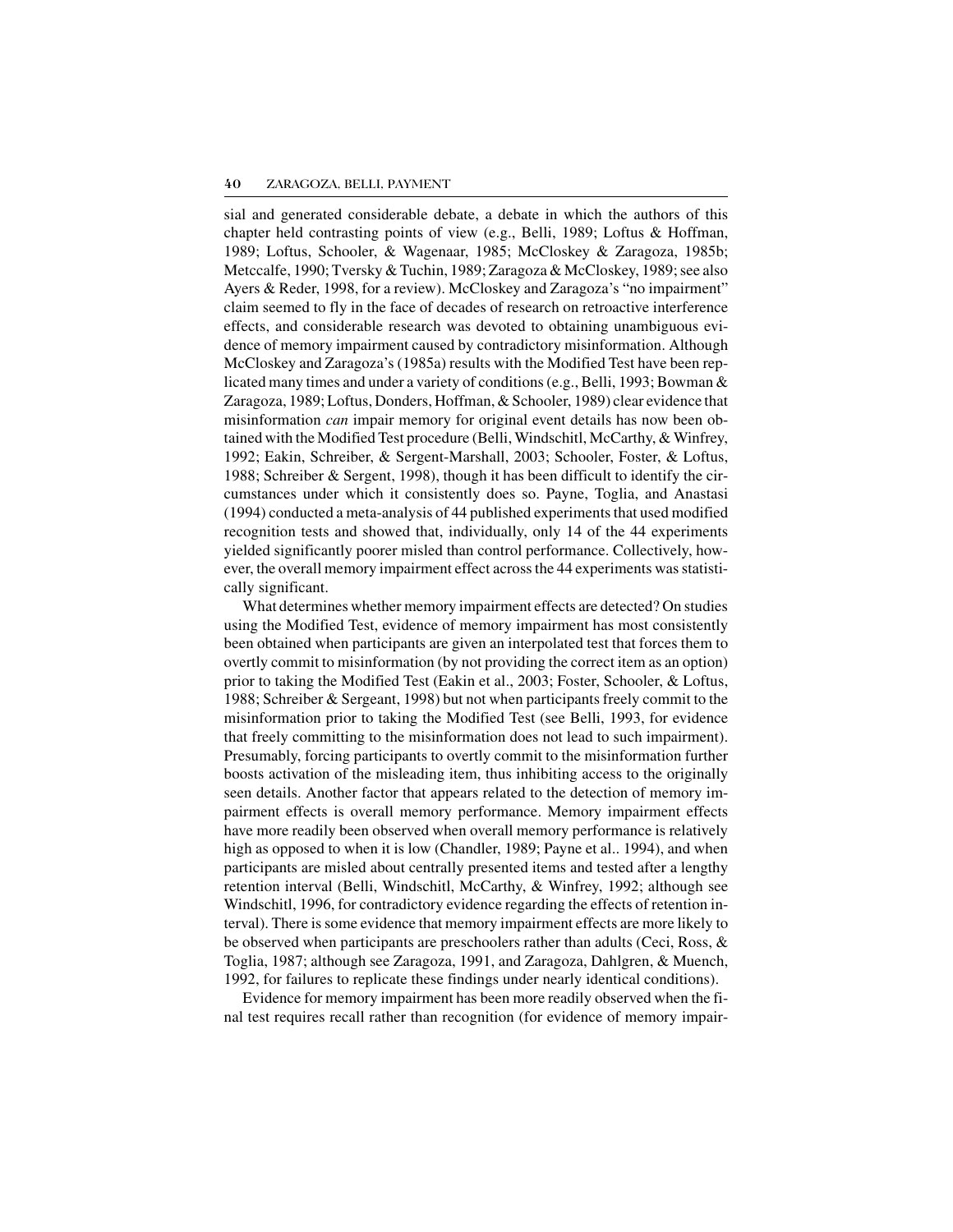sial and generated considerable debate, a debate in which the authors of this chapter held contrasting points of view (e.g., Belli, 1989; Loftus & Hoffman, 1989; Loftus, Schooler, & Wagenaar, 1985; McCloskey & Zaragoza, 1985b; Metccalfe, 1990; Tversky & Tuchin, 1989; Zaragoza & McCloskey, 1989; see also Ayers & Reder, 1998, for a review). McCloskey and Zaragoza's "no impairment" claim seemed to fly in the face of decades of research on retroactive interference effects, and considerable research was devoted to obtaining unambiguous evidence of memory impairment caused by contradictory misinformation. Although McCloskey and Zaragoza's (1985a) results with the Modified Test have been replicated many times and under a variety of conditions (e.g., Belli, 1993; Bowman & Zaragoza, 1989; Loftus, Donders, Hoffman, & Schooler, 1989) clear evidence that misinformation *can* impair memory for original event details has now been obtained with the Modified Test procedure (Belli, Windschitl, McCarthy, & Winfrey, 1992; Eakin, Schreiber, & Sergent-Marshall, 2003; Schooler, Foster, & Loftus, 1988; Schreiber & Sergent, 1998), though it has been difficult to identify the circumstances under which it consistently does so. Payne, Toglia, and Anastasi (1994) conducted a meta-analysis of 44 published experiments that used modified recognition tests and showed that, individually, only 14 of the 44 experiments yielded significantly poorer misled than control performance. Collectively, however, the overall memory impairment effect across the 44 experiments was statistically significant.

What determines whether memory impairment effects are detected? On studies using the Modified Test, evidence of memory impairment has most consistently been obtained when participants are given an interpolated test that forces them to overtly commit to misinformation (by not providing the correct item as an option) prior to taking the Modified Test (Eakin et al., 2003; Foster, Schooler, & Loftus, 1988; Schreiber & Sergeant, 1998) but not when participants freely commit to the misinformation prior to taking the Modified Test (see Belli, 1993, for evidence that freely committing to the misinformation does not lead to such impairment). Presumably, forcing participants to overtly commit to the misinformation further boosts activation of the misleading item, thus inhibiting access to the originally seen details. Another factor that appears related to the detection of memory impairment effects is overall memory performance. Memory impairment effects have more readily been observed when overall memory performance is relatively high as opposed to when it is low (Chandler, 1989; Payne et al.. 1994), and when participants are misled about centrally presented items and tested after a lengthy retention interval (Belli, Windschitl, McCarthy, & Winfrey, 1992; although see Windschitl, 1996, for contradictory evidence regarding the effects of retention interval). There is some evidence that memory impairment effects are more likely to be observed when participants are preschoolers rather than adults (Ceci, Ross, & Toglia, 1987; although see Zaragoza, 1991, and Zaragoza, Dahlgren, & Muench, 1992, for failures to replicate these findings under nearly identical conditions).

Evidence for memory impairment has been more readily observed when the final test requires recall rather than recognition (for evidence of memory impair-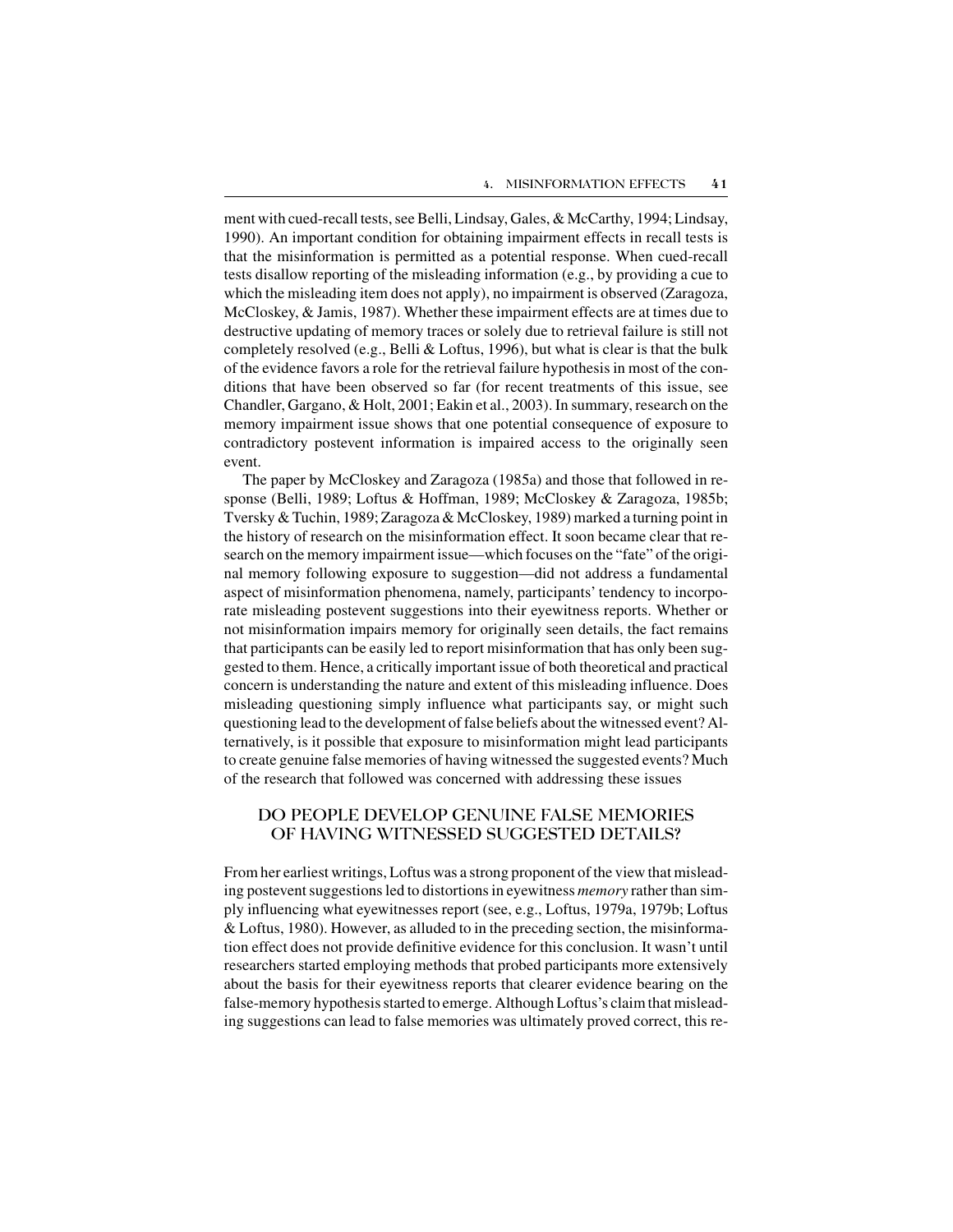ment with cued-recall tests, see Belli, Lindsay, Gales, & McCarthy, 1994; Lindsay, 1990). An important condition for obtaining impairment effects in recall tests is that the misinformation is permitted as a potential response. When cued-recall tests disallow reporting of the misleading information (e.g., by providing a cue to which the misleading item does not apply), no impairment is observed (Zaragoza, McCloskey, & Jamis, 1987). Whether these impairment effects are at times due to destructive updating of memory traces or solely due to retrieval failure is still not completely resolved (e.g., Belli & Loftus, 1996), but what is clear is that the bulk of the evidence favors a role for the retrieval failure hypothesis in most of the conditions that have been observed so far (for recent treatments of this issue, see Chandler, Gargano, & Holt, 2001; Eakin et al., 2003). In summary, research on the memory impairment issue shows that one potential consequence of exposure to contradictory postevent information is impaired access to the originally seen event.

The paper by McCloskey and Zaragoza (1985a) and those that followed in response (Belli, 1989; Loftus & Hoffman, 1989; McCloskey & Zaragoza, 1985b; Tversky & Tuchin, 1989; Zaragoza & McCloskey, 1989) marked a turning point in the history of research on the misinformation effect. It soon became clear that research on the memory impairment issue—which focuses on the "fate" of the original memory following exposure to suggestion—did not address a fundamental aspect of misinformation phenomena, namely, participants' tendency to incorporate misleading postevent suggestions into their eyewitness reports. Whether or not misinformation impairs memory for originally seen details, the fact remains that participants can be easily led to report misinformation that has only been suggested to them. Hence, a critically important issue of both theoretical and practical concern is understanding the nature and extent of this misleading influence. Does misleading questioning simply influence what participants say, or might such questioning lead to the development of false beliefs about the witnessed event? Alternatively, is it possible that exposure to misinformation might lead participants to create genuine false memories of having witnessed the suggested events? Much of the research that followed was concerned with addressing these issues

## DO PEOPLE DEVELOP GENUINE FALSE MEMORIES OF HAVING WITNESSED SUGGESTED DETAILS?

From her earliest writings, Loftus was a strong proponent of the view that misleading postevent suggestions led to distortions in eyewitness *memory* rather than simply influencing what eyewitnesses report (see, e.g., Loftus, 1979a, 1979b; Loftus & Loftus, 1980). However, as alluded to in the preceding section, the misinformation effect does not provide definitive evidence for this conclusion. It wasn't until researchers started employing methods that probed participants more extensively about the basis for their eyewitness reports that clearer evidence bearing on the false-memory hypothesis started to emerge. Although Loftus's claim that misleading suggestions can lead to false memories was ultimately proved correct, this re-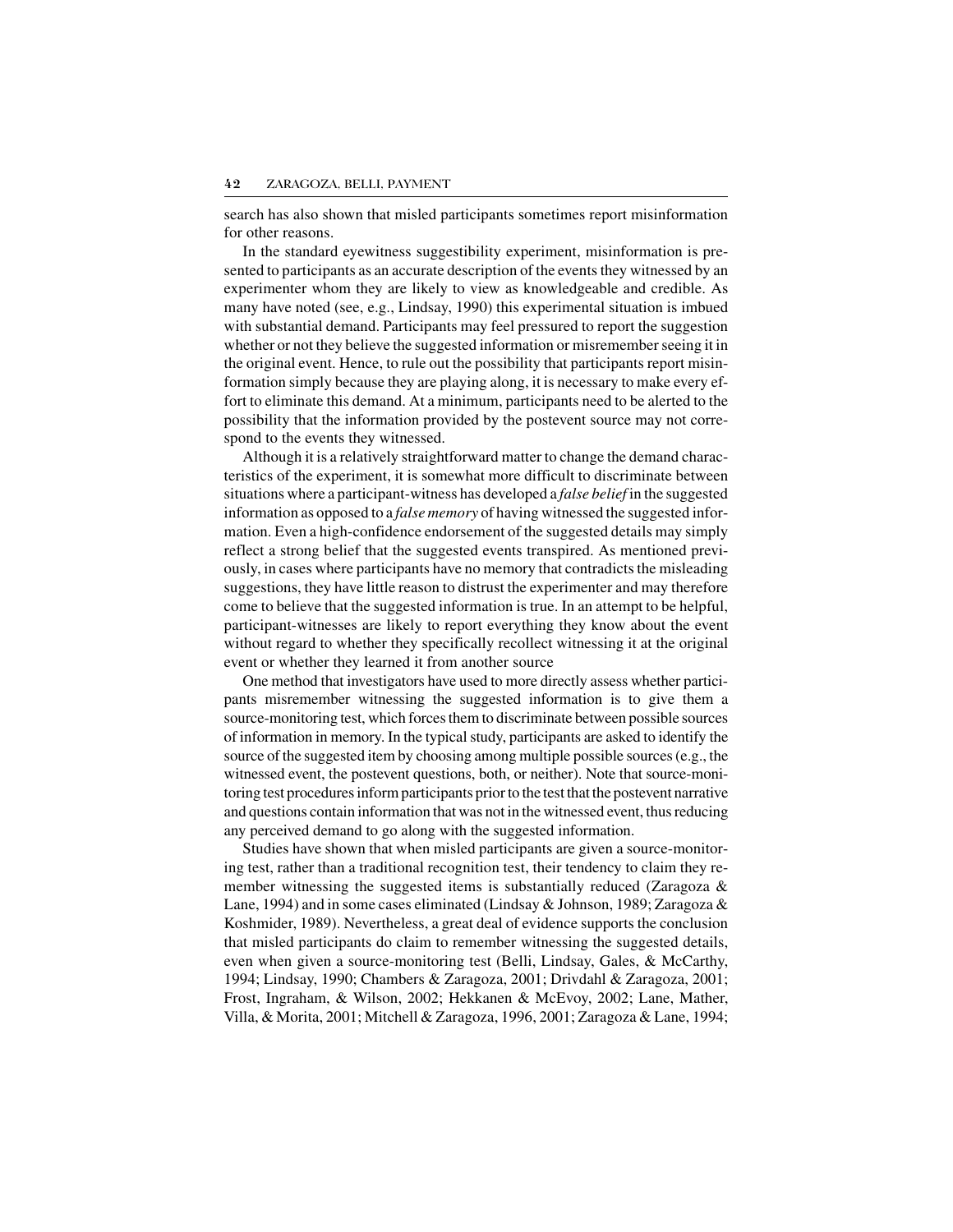search has also shown that misled participants sometimes report misinformation for other reasons.

In the standard eyewitness suggestibility experiment, misinformation is presented to participants as an accurate description of the events they witnessed by an experimenter whom they are likely to view as knowledgeable and credible. As many have noted (see, e.g., Lindsay, 1990) this experimental situation is imbued with substantial demand. Participants may feel pressured to report the suggestion whether or not they believe the suggested information or misremember seeing it in the original event. Hence, to rule out the possibility that participants report misinformation simply because they are playing along, it is necessary to make every effort to eliminate this demand. At a minimum, participants need to be alerted to the possibility that the information provided by the postevent source may not correspond to the events they witnessed.

Although it is a relatively straightforward matter to change the demand characteristics of the experiment, it is somewhat more difficult to discriminate between situations where a participant-witness has developed a *false belief* in the suggested information as opposed to a *false memory* of having witnessed the suggested information. Even a high-confidence endorsement of the suggested details may simply reflect a strong belief that the suggested events transpired. As mentioned previously, in cases where participants have no memory that contradicts the misleading suggestions, they have little reason to distrust the experimenter and may therefore come to believe that the suggested information is true. In an attempt to be helpful, participant-witnesses are likely to report everything they know about the event without regard to whether they specifically recollect witnessing it at the original event or whether they learned it from another source

One method that investigators have used to more directly assess whether participants misremember witnessing the suggested information is to give them a source-monitoring test, which forces them to discriminate between possible sources of information in memory. In the typical study, participants are asked to identify the source of the suggested item by choosing among multiple possible sources (e.g., the witnessed event, the postevent questions, both, or neither). Note that source-monitoring test procedures inform participants prior to the test that the postevent narrative and questions contain information that was not in the witnessed event, thus reducing any perceived demand to go along with the suggested information.

Studies have shown that when misled participants are given a source-monitoring test, rather than a traditional recognition test, their tendency to claim they remember witnessing the suggested items is substantially reduced (Zaragoza & Lane, 1994) and in some cases eliminated (Lindsay & Johnson, 1989; Zaragoza & Koshmider, 1989). Nevertheless, a great deal of evidence supports the conclusion that misled participants do claim to remember witnessing the suggested details, even when given a source-monitoring test (Belli, Lindsay, Gales, & McCarthy, 1994; Lindsay, 1990; Chambers & Zaragoza, 2001; Drivdahl & Zaragoza, 2001; Frost, Ingraham, & Wilson, 2002; Hekkanen & McEvoy, 2002; Lane, Mather, Villa, & Morita, 2001; Mitchell & Zaragoza, 1996, 2001; Zaragoza & Lane, 1994;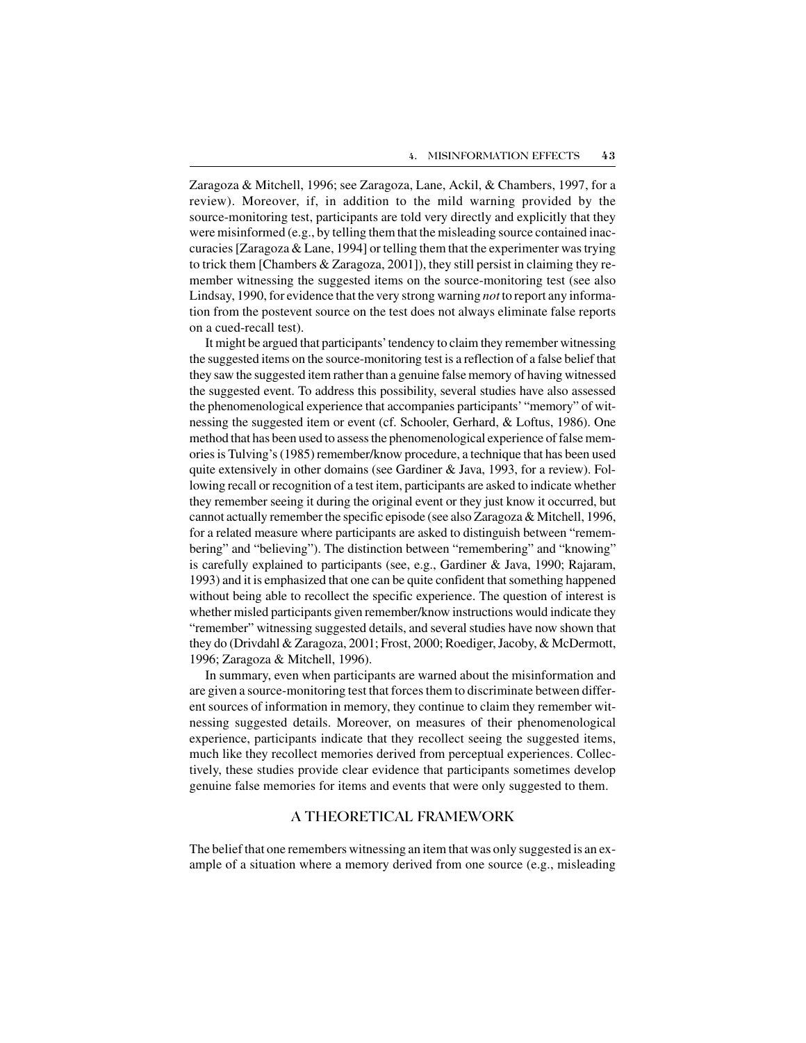Zaragoza & Mitchell, 1996; see Zaragoza, Lane, Ackil, & Chambers, 1997, for a review). Moreover, if, in addition to the mild warning provided by the source-monitoring test, participants are told very directly and explicitly that they were misinformed (e.g., by telling them that the misleading source contained inaccuracies [Zaragoza & Lane, 1994] or telling them that the experimenter was trying to trick them [Chambers & Zaragoza, 2001]), they still persist in claiming they remember witnessing the suggested items on the source-monitoring test (see also Lindsay, 1990, for evidence that the very strong warning *not* to report any information from the postevent source on the test does not always eliminate false reports on a cued-recall test).

It might be argued that participants' tendency to claim they remember witnessing the suggested items on the source-monitoring test is a reflection of a false belief that they saw the suggested item rather than a genuine false memory of having witnessed the suggested event. To address this possibility, several studies have also assessed the phenomenological experience that accompanies participants' "memory" of witnessing the suggested item or event (cf. Schooler, Gerhard, & Loftus, 1986). One method that has been used to assess the phenomenological experience of false memories is Tulving's (1985) remember/know procedure, a technique that has been used quite extensively in other domains (see Gardiner & Java, 1993, for a review). Following recall or recognition of a test item, participants are asked to indicate whether they remember seeing it during the original event or they just know it occurred, but cannot actually remember the specific episode (see also Zaragoza & Mitchell, 1996, for a related measure where participants are asked to distinguish between "remembering" and "believing"). The distinction between "remembering" and "knowing" is carefully explained to participants (see, e.g., Gardiner & Java, 1990; Rajaram, 1993) and it is emphasized that one can be quite confident that something happened without being able to recollect the specific experience. The question of interest is whether misled participants given remember/know instructions would indicate they "remember" witnessing suggested details, and several studies have now shown that they do (Drivdahl & Zaragoza, 2001; Frost, 2000; Roediger, Jacoby, & McDermott, 1996; Zaragoza & Mitchell, 1996).

In summary, even when participants are warned about the misinformation and are given a source-monitoring test that forces them to discriminate between different sources of information in memory, they continue to claim they remember witnessing suggested details. Moreover, on measures of their phenomenological experience, participants indicate that they recollect seeing the suggested items, much like they recollect memories derived from perceptual experiences. Collectively, these studies provide clear evidence that participants sometimes develop genuine false memories for items and events that were only suggested to them.

## A THEORETICAL FRAMEWORK

The belief that one remembers witnessing an item that was only suggested is an example of a situation where a memory derived from one source (e.g., misleading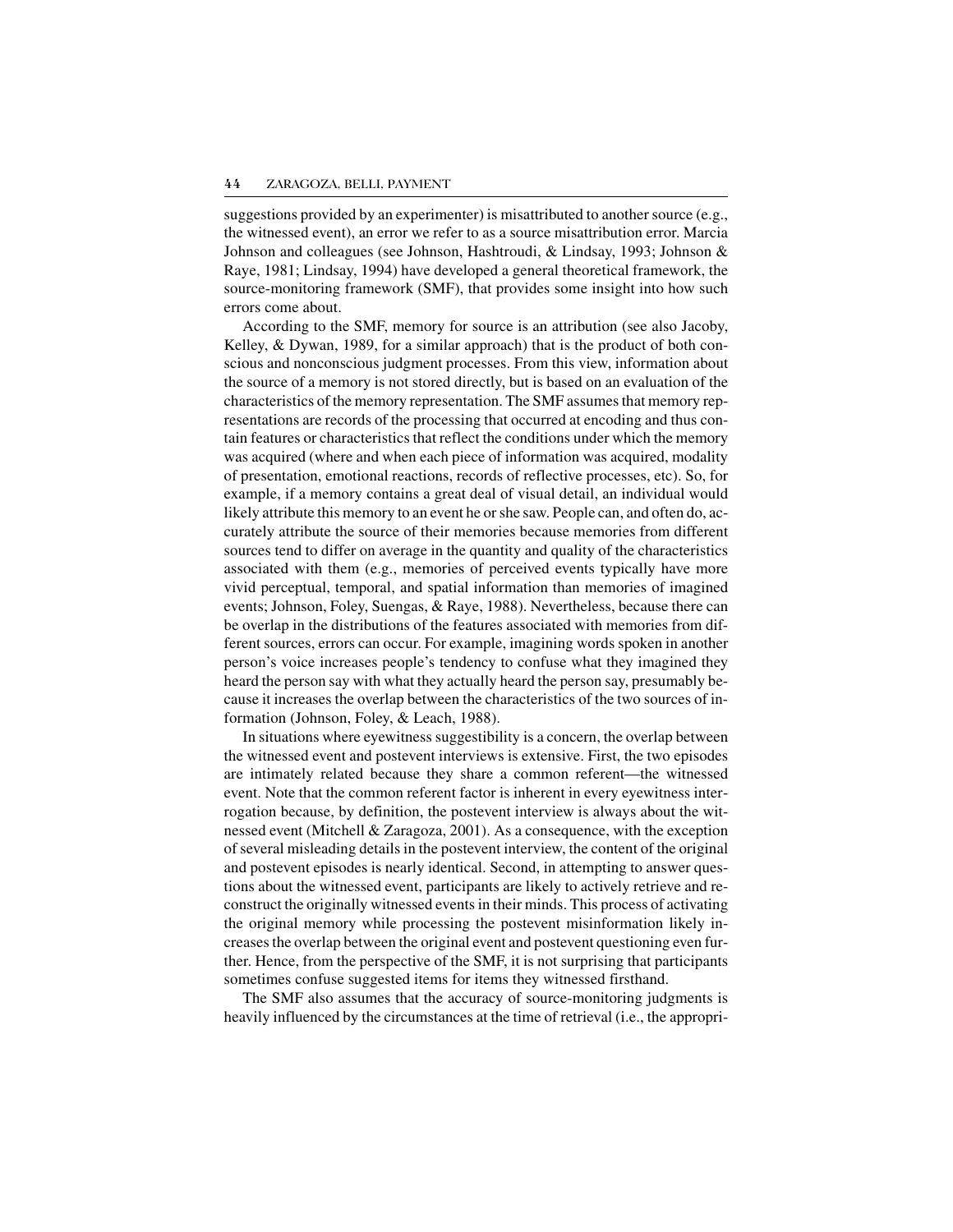suggestions provided by an experimenter) is misattributed to another source (e.g., the witnessed event), an error we refer to as a source misattribution error. Marcia Johnson and colleagues (see Johnson, Hashtroudi, & Lindsay, 1993; Johnson & Raye, 1981; Lindsay, 1994) have developed a general theoretical framework, the source-monitoring framework (SMF), that provides some insight into how such errors come about.

According to the SMF, memory for source is an attribution (see also Jacoby, Kelley, & Dywan, 1989, for a similar approach) that is the product of both conscious and nonconscious judgment processes. From this view, information about the source of a memory is not stored directly, but is based on an evaluation of the characteristics of the memory representation. The SMF assumes that memory representations are records of the processing that occurred at encoding and thus contain features or characteristics that reflect the conditions under which the memory was acquired (where and when each piece of information was acquired, modality of presentation, emotional reactions, records of reflective processes, etc). So, for example, if a memory contains a great deal of visual detail, an individual would likely attribute this memory to an event he or she saw. People can, and often do, accurately attribute the source of their memories because memories from different sources tend to differ on average in the quantity and quality of the characteristics associated with them (e.g., memories of perceived events typically have more vivid perceptual, temporal, and spatial information than memories of imagined events; Johnson, Foley, Suengas, & Raye, 1988). Nevertheless, because there can be overlap in the distributions of the features associated with memories from different sources, errors can occur. For example, imagining words spoken in another person's voice increases people's tendency to confuse what they imagined they heard the person say with what they actually heard the person say, presumably because it increases the overlap between the characteristics of the two sources of information (Johnson, Foley, & Leach, 1988).

In situations where eyewitness suggestibility is a concern, the overlap between the witnessed event and postevent interviews is extensive. First, the two episodes are intimately related because they share a common referent—the witnessed event. Note that the common referent factor is inherent in every eyewitness interrogation because, by definition, the postevent interview is always about the witnessed event (Mitchell & Zaragoza, 2001). As a consequence, with the exception of several misleading details in the postevent interview, the content of the original and postevent episodes is nearly identical. Second, in attempting to answer questions about the witnessed event, participants are likely to actively retrieve and reconstruct the originally witnessed events in their minds. This process of activating the original memory while processing the postevent misinformation likely increases the overlap between the original event and postevent questioning even further. Hence, from the perspective of the SMF, it is not surprising that participants sometimes confuse suggested items for items they witnessed firsthand.

The SMF also assumes that the accuracy of source-monitoring judgments is heavily influenced by the circumstances at the time of retrieval (i.e., the appropri-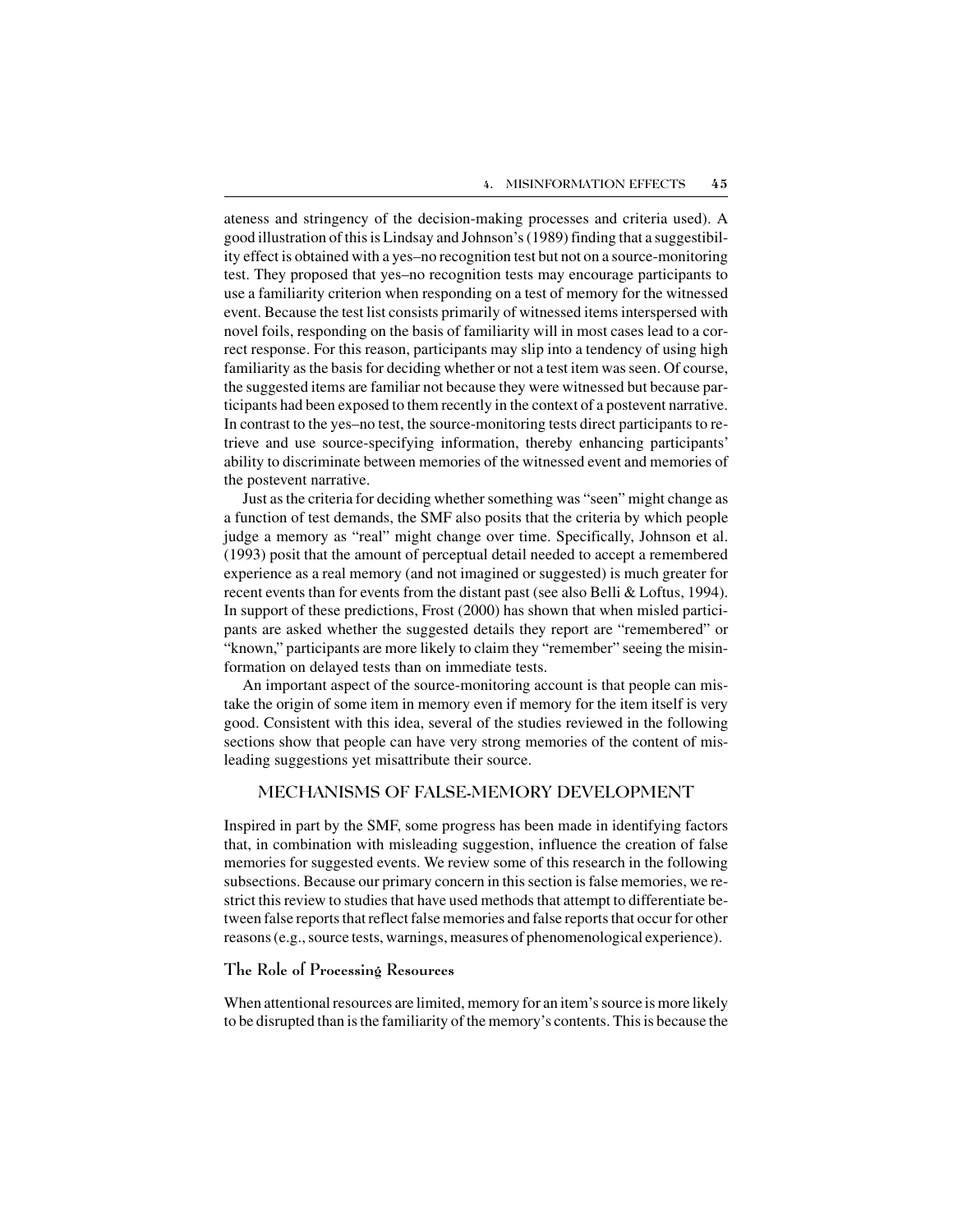ateness and stringency of the decision-making processes and criteria used). A good illustration of this is Lindsay and Johnson's (1989) finding that a suggestibility effect is obtained with a yes–no recognition test but not on a source-monitoring test. They proposed that yes–no recognition tests may encourage participants to use a familiarity criterion when responding on a test of memory for the witnessed event. Because the test list consists primarily of witnessed items interspersed with novel foils, responding on the basis of familiarity will in most cases lead to a correct response. For this reason, participants may slip into a tendency of using high familiarity as the basis for deciding whether or not a test item was seen. Of course, the suggested items are familiar not because they were witnessed but because participants had been exposed to them recently in the context of a postevent narrative. In contrast to the yes–no test, the source-monitoring tests direct participants to retrieve and use source-specifying information, thereby enhancing participants' ability to discriminate between memories of the witnessed event and memories of the postevent narrative.

Just as the criteria for deciding whether something was "seen" might change as a function of test demands, the SMF also posits that the criteria by which people judge a memory as "real" might change over time. Specifically, Johnson et al. (1993) posit that the amount of perceptual detail needed to accept a remembered experience as a real memory (and not imagined or suggested) is much greater for recent events than for events from the distant past (see also Belli & Loftus, 1994). In support of these predictions, Frost (2000) has shown that when misled participants are asked whether the suggested details they report are "remembered" or "known," participants are more likely to claim they "remember" seeing the misinformation on delayed tests than on immediate tests.

An important aspect of the source-monitoring account is that people can mistake the origin of some item in memory even if memory for the item itself is very good. Consistent with this idea, several of the studies reviewed in the following sections show that people can have very strong memories of the content of misleading suggestions yet misattribute their source.

## MECHANISMS OF FALSE-MEMORY DEVELOPMENT

Inspired in part by the SMF, some progress has been made in identifying factors that, in combination with misleading suggestion, influence the creation of false memories for suggested events. We review some of this research in the following subsections. Because our primary concern in this section is false memories, we restrict this review to studies that have used methods that attempt to differentiate between false reports that reflect false memories and false reports that occur for other reasons (e.g., source tests, warnings, measures of phenomenological experience).

### The Role of Processing Resources

When attentional resources are limited, memory for an item's source is more likely to be disrupted than is the familiarity of the memory's contents. This is because the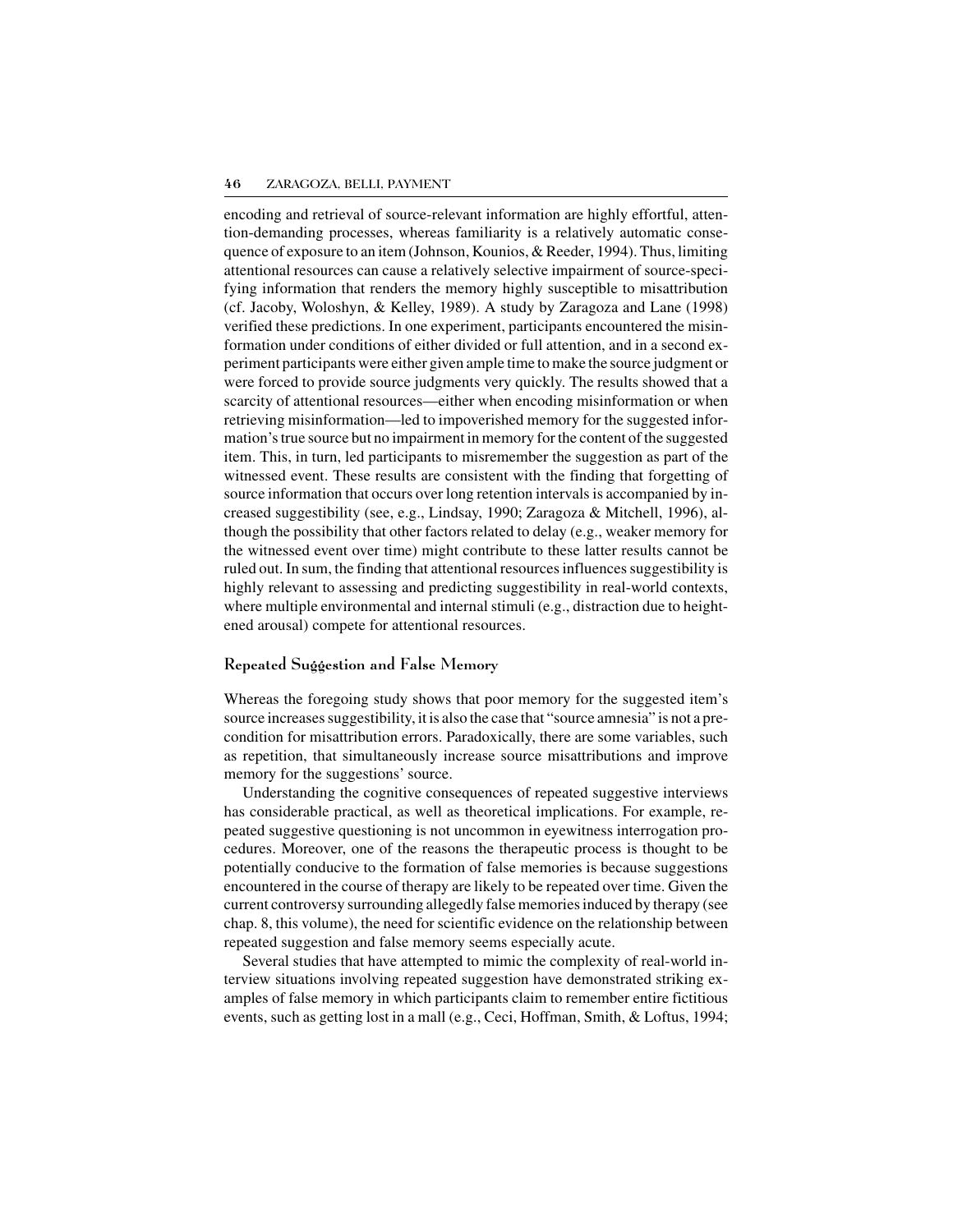encoding and retrieval of source-relevant information are highly effortful, attention-demanding processes, whereas familiarity is a relatively automatic consequence of exposure to an item (Johnson, Kounios, & Reeder, 1994). Thus, limiting attentional resources can cause a relatively selective impairment of source-specifying information that renders the memory highly susceptible to misattribution (cf. Jacoby, Woloshyn, & Kelley, 1989). A study by Zaragoza and Lane (1998) verified these predictions. In one experiment, participants encountered the misinformation under conditions of either divided or full attention, and in a second experiment participants were either given ample time to make the source judgment or were forced to provide source judgments very quickly. The results showed that a scarcity of attentional resources—either when encoding misinformation or when retrieving misinformation—led to impoverished memory for the suggested information's true source but no impairment in memory for the content of the suggested item. This, in turn, led participants to misremember the suggestion as part of the witnessed event. These results are consistent with the finding that forgetting of source information that occurs over long retention intervals is accompanied by increased suggestibility (see, e.g., Lindsay, 1990; Zaragoza & Mitchell, 1996), although the possibility that other factors related to delay (e.g., weaker memory for the witnessed event over time) might contribute to these latter results cannot be ruled out. In sum, the finding that attentional resources influences suggestibility is highly relevant to assessing and predicting suggestibility in real-world contexts, where multiple environmental and internal stimuli (e.g., distraction due to heightened arousal) compete for attentional resources.

### Repeated Suggestion and False Memory

Whereas the foregoing study shows that poor memory for the suggested item's source increases suggestibility, it is also the case that "source amnesia" is not a precondition for misattribution errors. Paradoxically, there are some variables, such as repetition, that simultaneously increase source misattributions and improve memory for the suggestions' source.

Understanding the cognitive consequences of repeated suggestive interviews has considerable practical, as well as theoretical implications. For example, repeated suggestive questioning is not uncommon in eyewitness interrogation procedures. Moreover, one of the reasons the therapeutic process is thought to be potentially conducive to the formation of false memories is because suggestions encountered in the course of therapy are likely to be repeated over time. Given the current controversy surrounding allegedly false memories induced by therapy (see chap. 8, this volume), the need for scientific evidence on the relationship between repeated suggestion and false memory seems especially acute.

Several studies that have attempted to mimic the complexity of real-world interview situations involving repeated suggestion have demonstrated striking examples of false memory in which participants claim to remember entire fictitious events, such as getting lost in a mall (e.g., Ceci, Hoffman, Smith, & Loftus, 1994;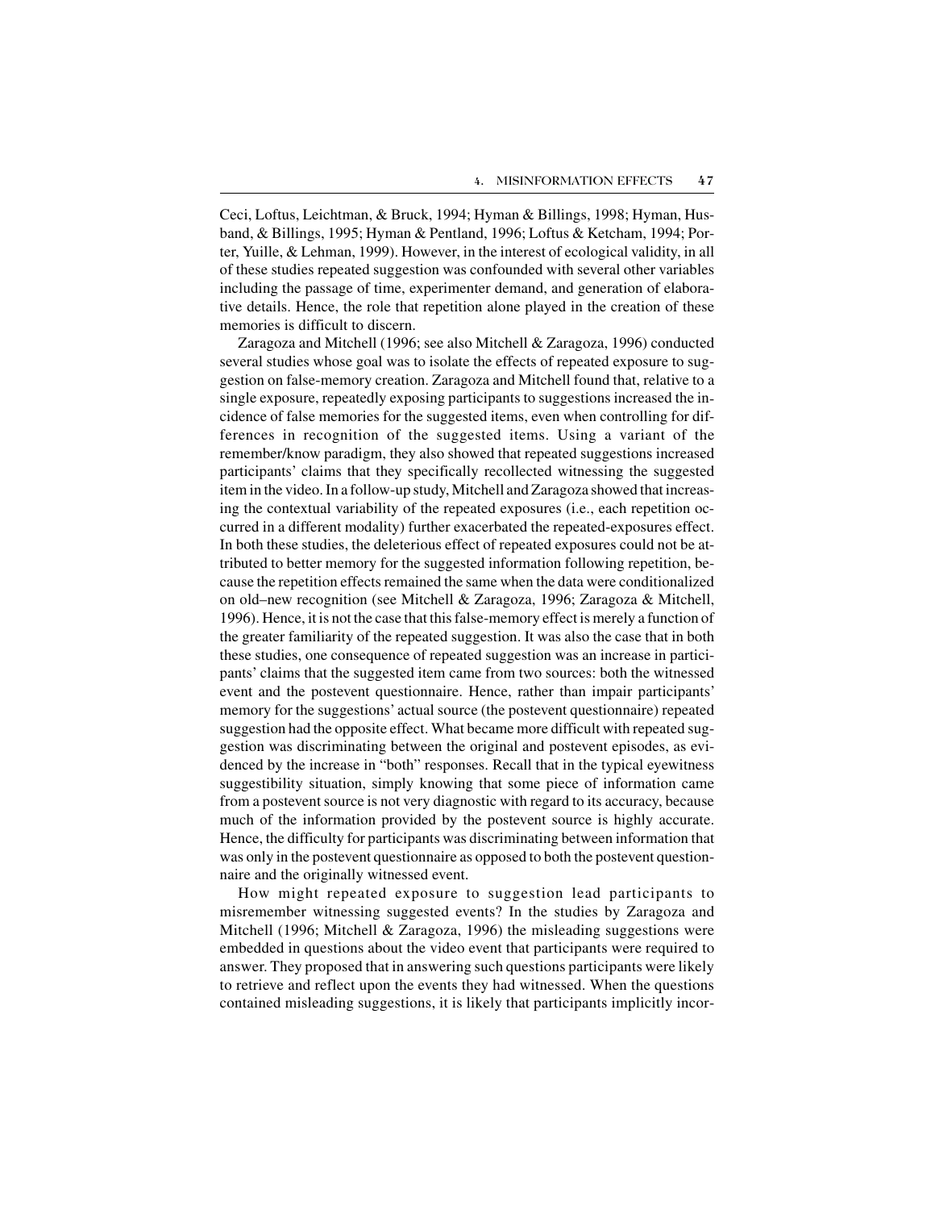Ceci, Loftus, Leichtman, & Bruck, 1994; Hyman & Billings, 1998; Hyman, Husband, & Billings, 1995; Hyman & Pentland, 1996; Loftus & Ketcham, 1994; Porter, Yuille, & Lehman, 1999). However, in the interest of ecological validity, in all of these studies repeated suggestion was confounded with several other variables including the passage of time, experimenter demand, and generation of elaborative details. Hence, the role that repetition alone played in the creation of these memories is difficult to discern.

Zaragoza and Mitchell (1996; see also Mitchell & Zaragoza, 1996) conducted several studies whose goal was to isolate the effects of repeated exposure to suggestion on false-memory creation. Zaragoza and Mitchell found that, relative to a single exposure, repeatedly exposing participants to suggestions increased the incidence of false memories for the suggested items, even when controlling for differences in recognition of the suggested items. Using a variant of the remember/know paradigm, they also showed that repeated suggestions increased participants' claims that they specifically recollected witnessing the suggested item in the video. In a follow-up study, Mitchell and Zaragoza showed that increasing the contextual variability of the repeated exposures (i.e., each repetition occurred in a different modality) further exacerbated the repeated-exposures effect. In both these studies, the deleterious effect of repeated exposures could not be attributed to better memory for the suggested information following repetition, because the repetition effects remained the same when the data were conditionalized on old–new recognition (see Mitchell & Zaragoza, 1996; Zaragoza & Mitchell, 1996). Hence, it is not the case that this false-memory effect is merely a function of the greater familiarity of the repeated suggestion. It was also the case that in both these studies, one consequence of repeated suggestion was an increase in participants' claims that the suggested item came from two sources: both the witnessed event and the postevent questionnaire. Hence, rather than impair participants' memory for the suggestions' actual source (the postevent questionnaire) repeated suggestion had the opposite effect. What became more difficult with repeated suggestion was discriminating between the original and postevent episodes, as evidenced by the increase in "both" responses. Recall that in the typical eyewitness suggestibility situation, simply knowing that some piece of information came from a postevent source is not very diagnostic with regard to its accuracy, because much of the information provided by the postevent source is highly accurate. Hence, the difficulty for participants was discriminating between information that was only in the postevent questionnaire as opposed to both the postevent questionnaire and the originally witnessed event.

How might repeated exposure to suggestion lead participants to misremember witnessing suggested events? In the studies by Zaragoza and Mitchell (1996; Mitchell & Zaragoza, 1996) the misleading suggestions were embedded in questions about the video event that participants were required to answer. They proposed that in answering such questions participants were likely to retrieve and reflect upon the events they had witnessed. When the questions contained misleading suggestions, it is likely that participants implicitly incor-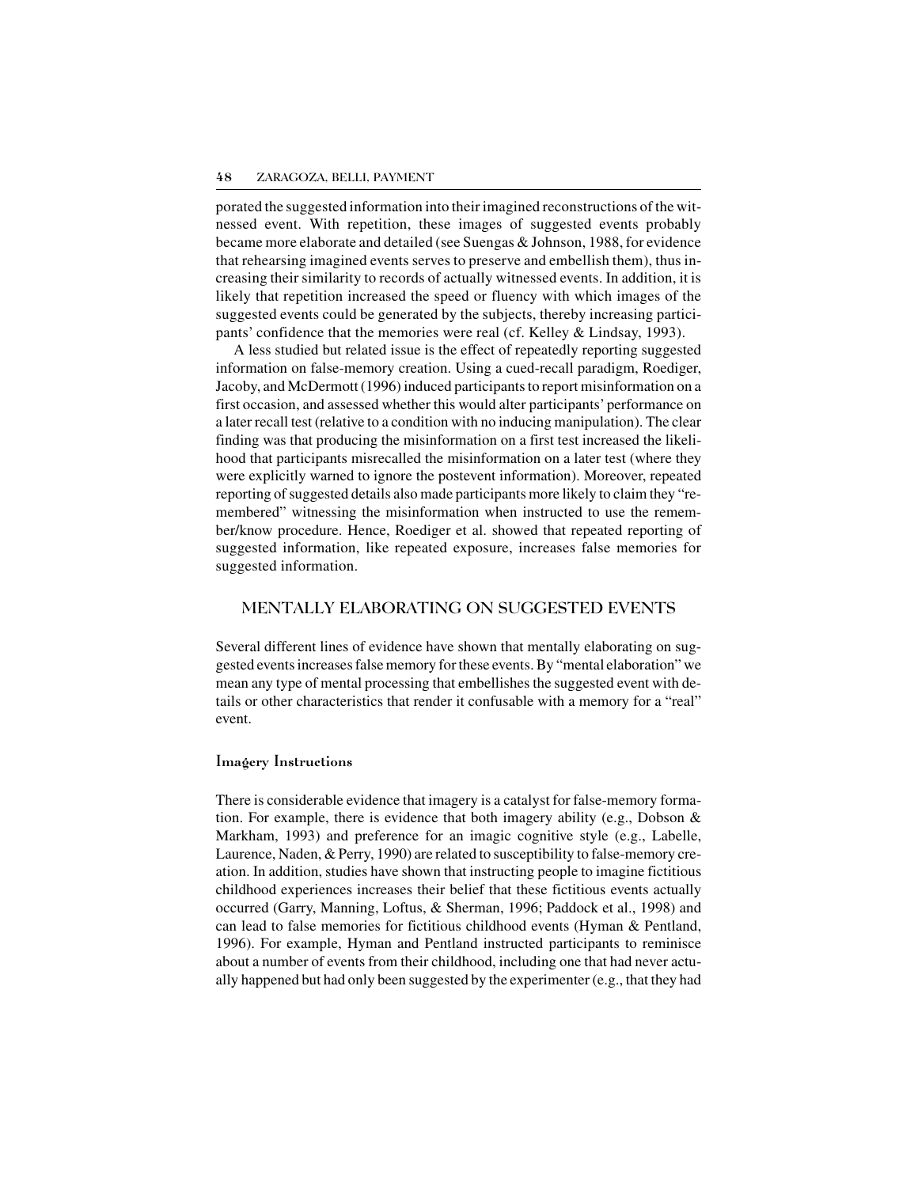porated the suggested information into their imagined reconstructions of the witnessed event. With repetition, these images of suggested events probably became more elaborate and detailed (see Suengas & Johnson, 1988, for evidence that rehearsing imagined events serves to preserve and embellish them), thus increasing their similarity to records of actually witnessed events. In addition, it is likely that repetition increased the speed or fluency with which images of the suggested events could be generated by the subjects, thereby increasing participants' confidence that the memories were real (cf. Kelley & Lindsay, 1993).

A less studied but related issue is the effect of repeatedly reporting suggested information on false-memory creation. Using a cued-recall paradigm, Roediger, Jacoby, and McDermott (1996) induced participants to report misinformation on a first occasion, and assessed whether this would alter participants' performance on a later recall test (relative to a condition with no inducing manipulation). The clear finding was that producing the misinformation on a first test increased the likelihood that participants misrecalled the misinformation on a later test (where they were explicitly warned to ignore the postevent information). Moreover, repeated reporting of suggested details also made participants more likely to claim they "remembered" witnessing the misinformation when instructed to use the remember/know procedure. Hence, Roediger et al. showed that repeated reporting of suggested information, like repeated exposure, increases false memories for suggested information.

## MENTALLY ELABORATING ON SUGGESTED EVENTS

Several different lines of evidence have shown that mentally elaborating on suggested events increases false memory for these events. By "mental elaboration" we mean any type of mental processing that embellishes the suggested event with details or other characteristics that render it confusable with a memory for a "real" event.

### Imagery Instructions

There is considerable evidence that imagery is a catalyst for false-memory formation. For example, there is evidence that both imagery ability (e.g., Dobson & Markham, 1993) and preference for an imagic cognitive style (e.g., Labelle, Laurence, Naden, & Perry, 1990) are related to susceptibility to false-memory creation. In addition, studies have shown that instructing people to imagine fictitious childhood experiences increases their belief that these fictitious events actually occurred (Garry, Manning, Loftus, & Sherman, 1996; Paddock et al., 1998) and can lead to false memories for fictitious childhood events (Hyman & Pentland, 1996). For example, Hyman and Pentland instructed participants to reminisce about a number of events from their childhood, including one that had never actually happened but had only been suggested by the experimenter (e.g., that they had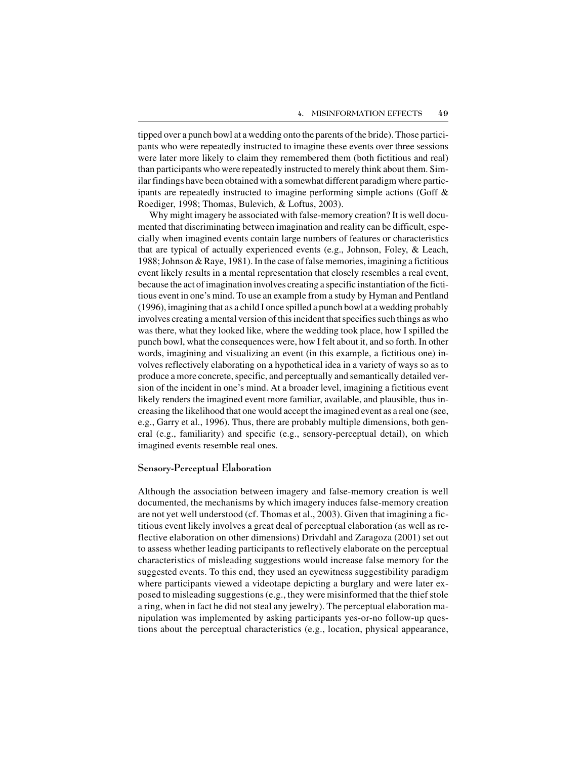tipped over a punch bowl at a wedding onto the parents of the bride). Those participants who were repeatedly instructed to imagine these events over three sessions were later more likely to claim they remembered them (both fictitious and real) than participants who were repeatedly instructed to merely think about them. Similar findings have been obtained with a somewhat different paradigm where participants are repeatedly instructed to imagine performing simple actions (Goff & Roediger, 1998; Thomas, Bulevich, & Loftus, 2003).

Why might imagery be associated with false-memory creation? It is well documented that discriminating between imagination and reality can be difficult, especially when imagined events contain large numbers of features or characteristics that are typical of actually experienced events (e.g., Johnson, Foley, & Leach, 1988; Johnson & Raye, 1981). In the case of false memories, imagining a fictitious event likely results in a mental representation that closely resembles a real event, because the act of imagination involves creating a specific instantiation of the fictitious event in one's mind. To use an example from a study by Hyman and Pentland (1996), imagining that as a child I once spilled a punch bowl at a wedding probably involves creating a mental version of this incident that specifies such things as who was there, what they looked like, where the wedding took place, how I spilled the punch bowl, what the consequences were, how I felt about it, and so forth. In other words, imagining and visualizing an event (in this example, a fictitious one) involves reflectively elaborating on a hypothetical idea in a variety of ways so as to produce a more concrete, specific, and perceptually and semantically detailed version of the incident in one's mind. At a broader level, imagining a fictitious event likely renders the imagined event more familiar, available, and plausible, thus increasing the likelihood that one would accept the imagined event as a real one (see, e.g., Garry et al., 1996). Thus, there are probably multiple dimensions, both general (e.g., familiarity) and specific (e.g., sensory-perceptual detail), on which imagined events resemble real ones.

### Sensory-Perceptual Elaboration

Although the association between imagery and false-memory creation is well documented, the mechanisms by which imagery induces false-memory creation are not yet well understood (cf. Thomas et al., 2003). Given that imagining a fictitious event likely involves a great deal of perceptual elaboration (as well as reflective elaboration on other dimensions) Drivdahl and Zaragoza (2001) set out to assess whether leading participants to reflectively elaborate on the perceptual characteristics of misleading suggestions would increase false memory for the suggested events. To this end, they used an eyewitness suggestibility paradigm where participants viewed a videotape depicting a burglary and were later exposed to misleading suggestions (e.g., they were misinformed that the thief stole a ring, when in fact he did not steal any jewelry). The perceptual elaboration manipulation was implemented by asking participants yes-or-no follow-up questions about the perceptual characteristics (e.g., location, physical appearance,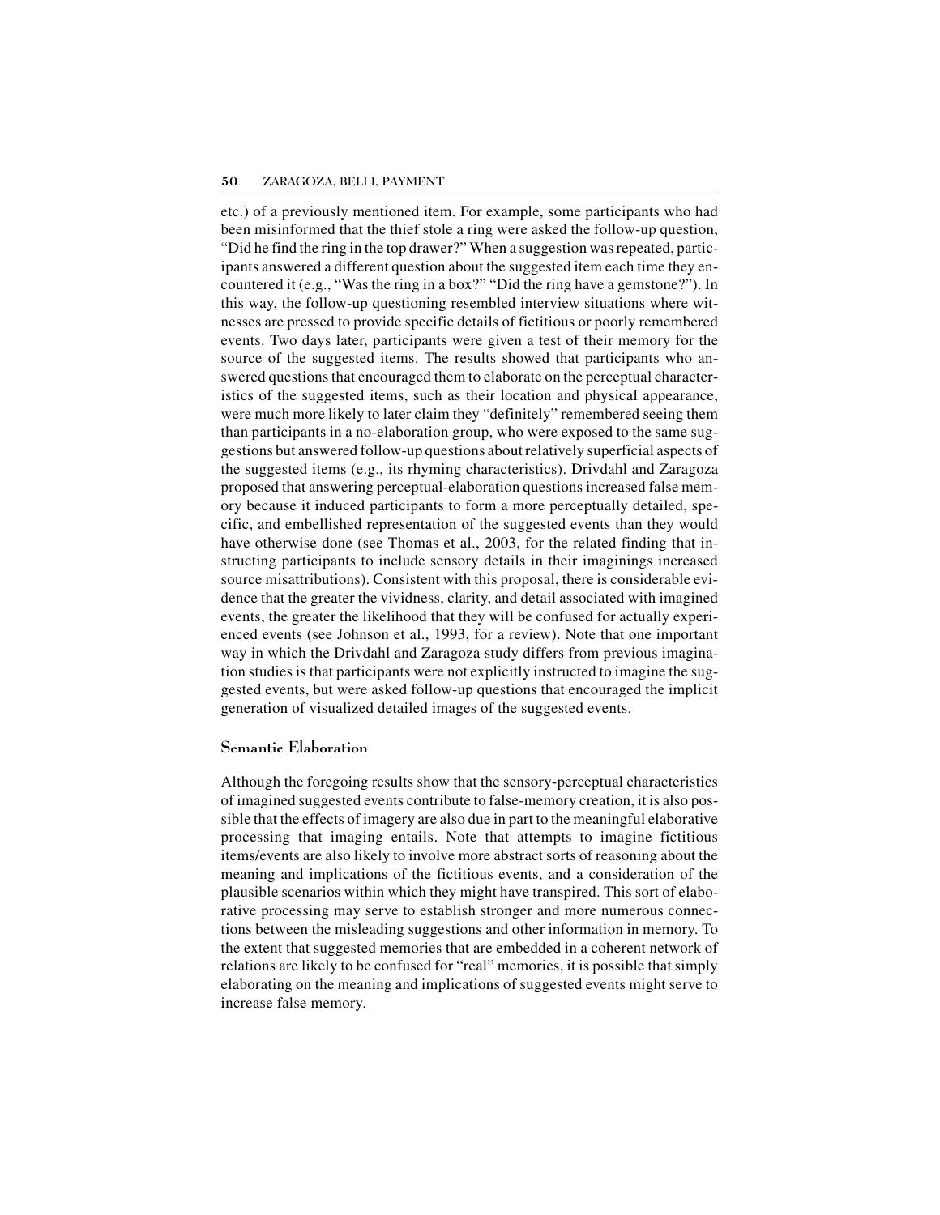etc.) of a previously mentioned item. For example, some participants who had been misinformed that the thief stole a ring were asked the follow-up question, "Did he find the ring in the top drawer?" When a suggestion was repeated, participants answered a different question about the suggested item each time they encountered it (e.g., "Was the ring in a box?" "Did the ring have a gemstone?"). In this way, the follow-up questioning resembled interview situations where witnesses are pressed to provide specific details of fictitious or poorly remembered events. Two days later, participants were given a test of their memory for the source of the suggested items. The results showed that participants who answered questions that encouraged them to elaborate on the perceptual characteristics of the suggested items, such as their location and physical appearance, were much more likely to later claim they "definitely" remembered seeing them than participants in a no-elaboration group, who were exposed to the same suggestions but answered follow-up questions about relatively superficial aspects of the suggested items (e.g., its rhyming characteristics). Drivdahl and Zaragoza proposed that answering perceptual-elaboration questions increased false memory because it induced participants to form a more perceptually detailed, specific, and embellished representation of the suggested events than they would have otherwise done (see Thomas et al., 2003, for the related finding that instructing participants to include sensory details in their imaginings increased source misattributions). Consistent with this proposal, there is considerable evidence that the greater the vividness, clarity, and detail associated with imagined events, the greater the likelihood that they will be confused for actually experienced events (see Johnson et al., 1993, for a review). Note that one important way in which the Drivdahl and Zaragoza study differs from previous imagination studies is that participants were not explicitly instructed to imagine the suggested events, but were asked follow-up questions that encouraged the implicit generation of visualized detailed images of the suggested events.

### Semantic Elaboration

Although the foregoing results show that the sensory-perceptual characteristics of imagined suggested events contribute to false-memory creation, it is also possible that the effects of imagery are also due in part to the meaningful elaborative processing that imaging entails. Note that attempts to imagine fictitious items/events are also likely to involve more abstract sorts of reasoning about the meaning and implications of the fictitious events, and a consideration of the plausible scenarios within which they might have transpired. This sort of elaborative processing may serve to establish stronger and more numerous connections between the misleading suggestions and other information in memory. To the extent that suggested memories that are embedded in a coherent network of relations are likely to be confused for "real" memories, it is possible that simply elaborating on the meaning and implications of suggested events might serve to increase false memory.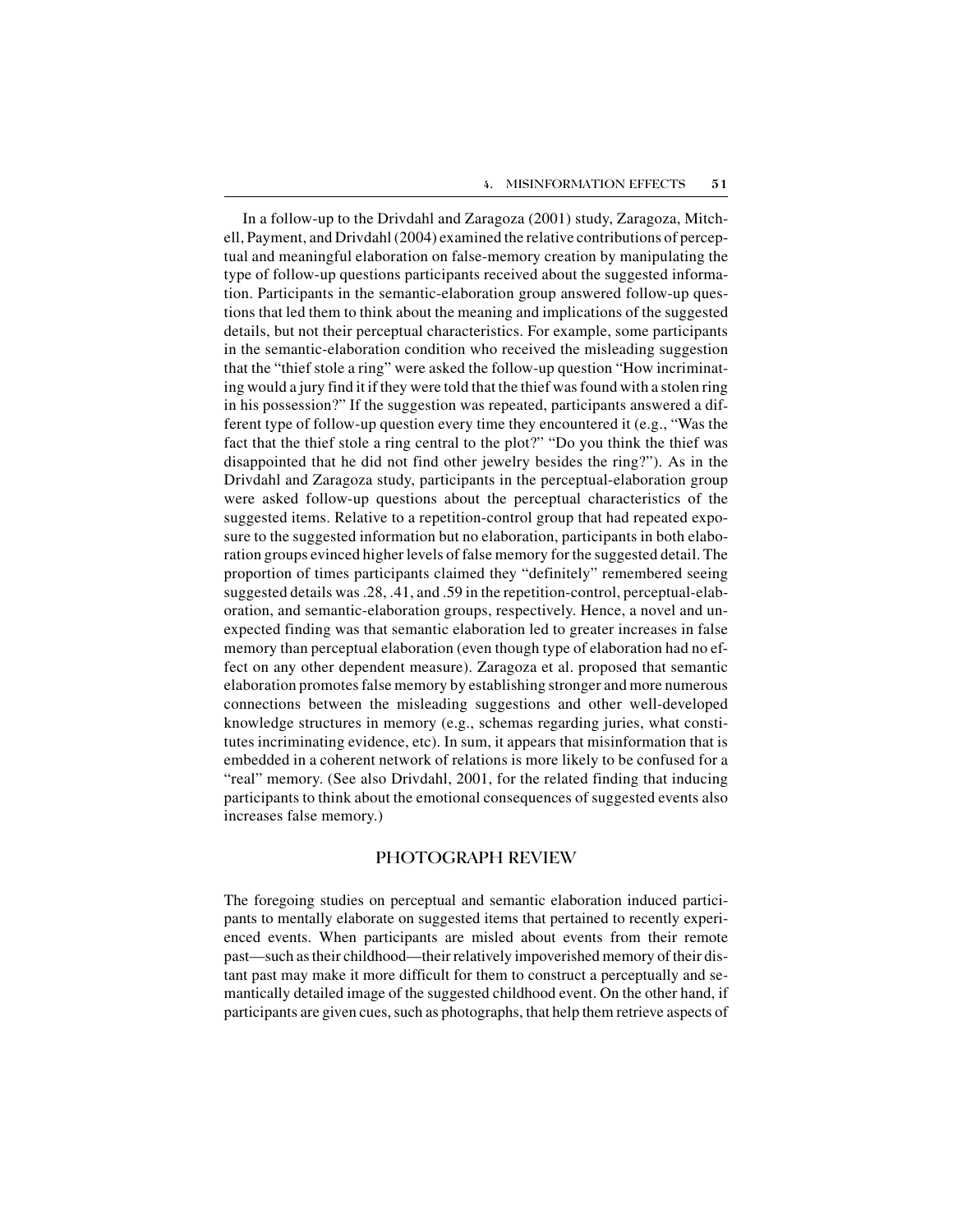In a follow-up to the Drivdahl and Zaragoza (2001) study, Zaragoza, Mitchell, Payment, and Drivdahl (2004) examined the relative contributions of perceptual and meaningful elaboration on false-memory creation by manipulating the type of follow-up questions participants received about the suggested information. Participants in the semantic-elaboration group answered follow-up questions that led them to think about the meaning and implications of the suggested details, but not their perceptual characteristics. For example, some participants in the semantic-elaboration condition who received the misleading suggestion that the "thief stole a ring" were asked the follow-up question "How incriminating would a jury find it if they were told that the thief was found with a stolen ring in his possession?" If the suggestion was repeated, participants answered a different type of follow-up question every time they encountered it (e.g., "Was the fact that the thief stole a ring central to the plot?" "Do you think the thief was disappointed that he did not find other jewelry besides the ring?"). As in the Drivdahl and Zaragoza study, participants in the perceptual-elaboration group were asked follow-up questions about the perceptual characteristics of the suggested items. Relative to a repetition-control group that had repeated exposure to the suggested information but no elaboration, participants in both elaboration groups evinced higher levels of false memory for the suggested detail. The proportion of times participants claimed they "definitely" remembered seeing suggested details was .28, .41, and .59 in the repetition-control, perceptual-elaboration, and semantic-elaboration groups, respectively. Hence, a novel and unexpected finding was that semantic elaboration led to greater increases in false memory than perceptual elaboration (even though type of elaboration had no effect on any other dependent measure). Zaragoza et al. proposed that semantic elaboration promotes false memory by establishing stronger and more numerous connections between the misleading suggestions and other well-developed knowledge structures in memory (e.g., schemas regarding juries, what constitutes incriminating evidence, etc). In sum, it appears that misinformation that is embedded in a coherent network of relations is more likely to be confused for a "real" memory. (See also Drivdahl, 2001, for the related finding that inducing participants to think about the emotional consequences of suggested events also increases false memory.)

## PHOTOGRAPH REVIEW

The foregoing studies on perceptual and semantic elaboration induced participants to mentally elaborate on suggested items that pertained to recently experienced events. When participants are misled about events from their remote past—such as their childhood—their relatively impoverished memory of their distant past may make it more difficult for them to construct a perceptually and semantically detailed image of the suggested childhood event. On the other hand, if participants are given cues, such as photographs, that help them retrieve aspects of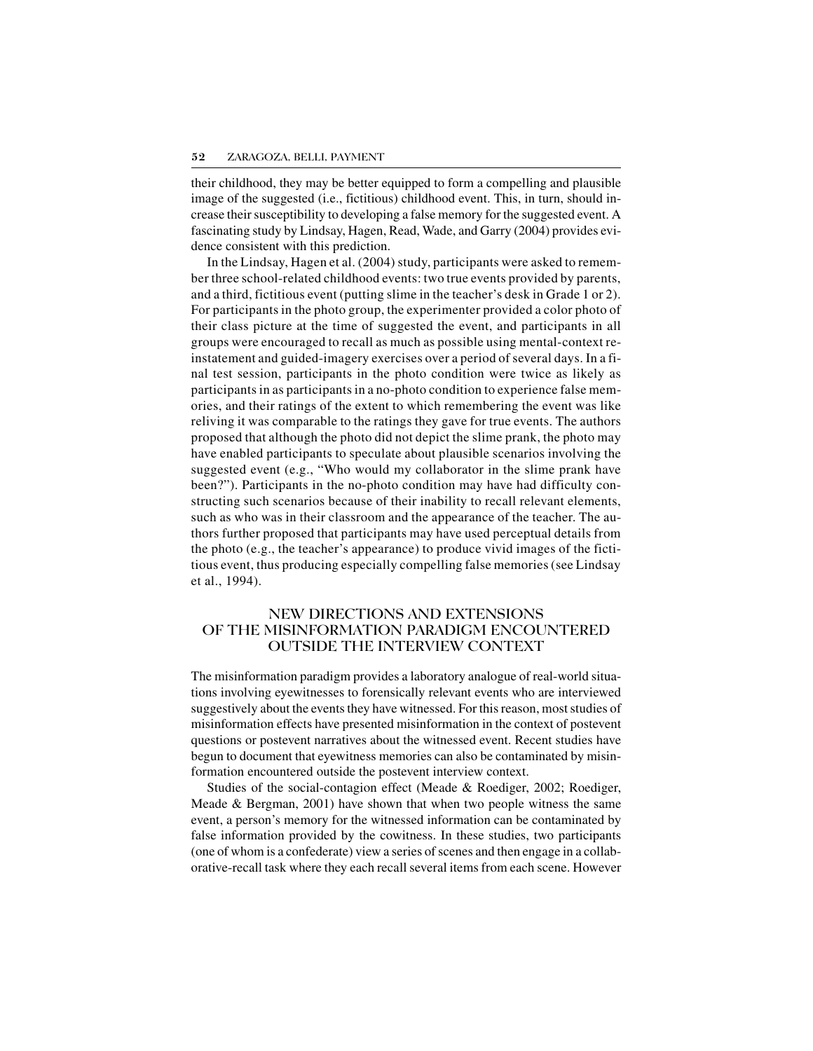their childhood, they may be better equipped to form a compelling and plausible image of the suggested (i.e., fictitious) childhood event. This, in turn, should increase their susceptibility to developing a false memory for the suggested event. A fascinating study by Lindsay, Hagen, Read, Wade, and Garry (2004) provides evidence consistent with this prediction.

In the Lindsay, Hagen et al. (2004) study, participants were asked to remember three school-related childhood events: two true events provided by parents, and a third, fictitious event (putting slime in the teacher's desk in Grade 1 or 2). For participants in the photo group, the experimenter provided a color photo of their class picture at the time of suggested the event, and participants in all groups were encouraged to recall as much as possible using mental-context reinstatement and guided-imagery exercises over a period of several days. In a final test session, participants in the photo condition were twice as likely as participants in as participants in a no-photo condition to experience false memories, and their ratings of the extent to which remembering the event was like reliving it was comparable to the ratings they gave for true events. The authors proposed that although the photo did not depict the slime prank, the photo may have enabled participants to speculate about plausible scenarios involving the suggested event (e.g., "Who would my collaborator in the slime prank have been?"). Participants in the no-photo condition may have had difficulty constructing such scenarios because of their inability to recall relevant elements, such as who was in their classroom and the appearance of the teacher. The authors further proposed that participants may have used perceptual details from the photo (e.g., the teacher's appearance) to produce vivid images of the fictitious event, thus producing especially compelling false memories (see Lindsay et al., 1994).

## NEW DIRECTIONS AND EXTENSIONS OF THE MISINFORMATION PARADIGM ENCOUNTERED OUTSIDE THE INTERVIEW CONTEXT

The misinformation paradigm provides a laboratory analogue of real-world situations involving eyewitnesses to forensically relevant events who are interviewed suggestively about the events they have witnessed. For this reason, most studies of misinformation effects have presented misinformation in the context of postevent questions or postevent narratives about the witnessed event. Recent studies have begun to document that eyewitness memories can also be contaminated by misinformation encountered outside the postevent interview context.

Studies of the social-contagion effect (Meade & Roediger, 2002; Roediger, Meade & Bergman, 2001) have shown that when two people witness the same event, a person's memory for the witnessed information can be contaminated by false information provided by the cowitness. In these studies, two participants (one of whom is a confederate) view a series of scenes and then engage in a collaborative-recall task where they each recall several items from each scene. However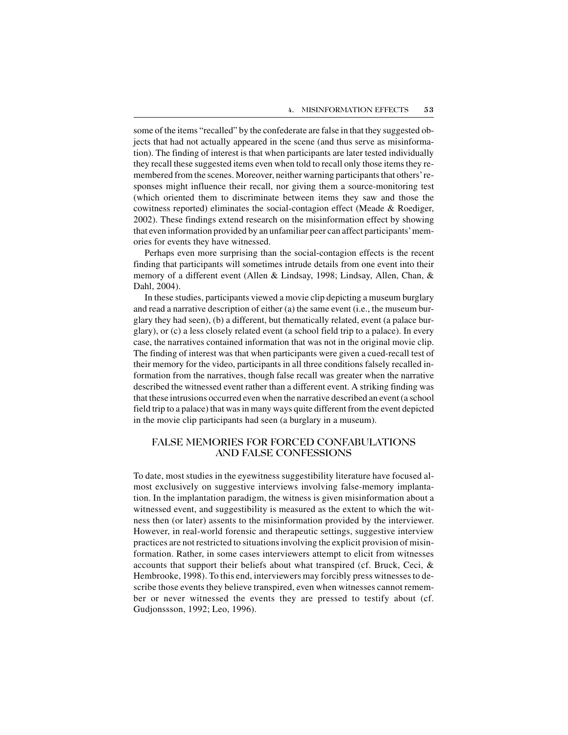some of the items "recalled" by the confederate are false in that they suggested objects that had not actually appeared in the scene (and thus serve as misinformation). The finding of interest is that when participants are later tested individually they recall these suggested items even when told to recall only those items they remembered from the scenes. Moreover, neither warning participants that others' responses might influence their recall, nor giving them a source-monitoring test (which oriented them to discriminate between items they saw and those the cowitness reported) eliminates the social-contagion effect (Meade & Roediger, 2002). These findings extend research on the misinformation effect by showing that even information provided by an unfamiliar peer can affect participants' memories for events they have witnessed.

Perhaps even more surprising than the social-contagion effects is the recent finding that participants will sometimes intrude details from one event into their memory of a different event (Allen & Lindsay, 1998; Lindsay, Allen, Chan, & Dahl, 2004).

In these studies, participants viewed a movie clip depicting a museum burglary and read a narrative description of either (a) the same event (i.e., the museum burglary they had seen), (b) a different, but thematically related, event (a palace burglary), or (c) a less closely related event (a school field trip to a palace). In every case, the narratives contained information that was not in the original movie clip. The finding of interest was that when participants were given a cued-recall test of their memory for the video, participants in all three conditions falsely recalled information from the narratives, though false recall was greater when the narrative described the witnessed event rather than a different event. A striking finding was that these intrusions occurred even when the narrative described an event (a school field trip to a palace) that was in many ways quite different from the event depicted in the movie clip participants had seen (a burglary in a museum).

## FALSE MEMORIES FOR FORCED CONFABULATIONS AND FALSE CONFESSIONS

To date, most studies in the eyewitness suggestibility literature have focused almost exclusively on suggestive interviews involving false-memory implantation. In the implantation paradigm, the witness is given misinformation about a witnessed event, and suggestibility is measured as the extent to which the witness then (or later) assents to the misinformation provided by the interviewer. However, in real-world forensic and therapeutic settings, suggestive interview practices are not restricted to situations involving the explicit provision of misinformation. Rather, in some cases interviewers attempt to elicit from witnesses accounts that support their beliefs about what transpired (cf. Bruck, Ceci, & Hembrooke, 1998). To this end, interviewers may forcibly press witnesses to describe those events they believe transpired, even when witnesses cannot remember or never witnessed the events they are pressed to testify about (cf. Gudjonssson, 1992; Leo, 1996).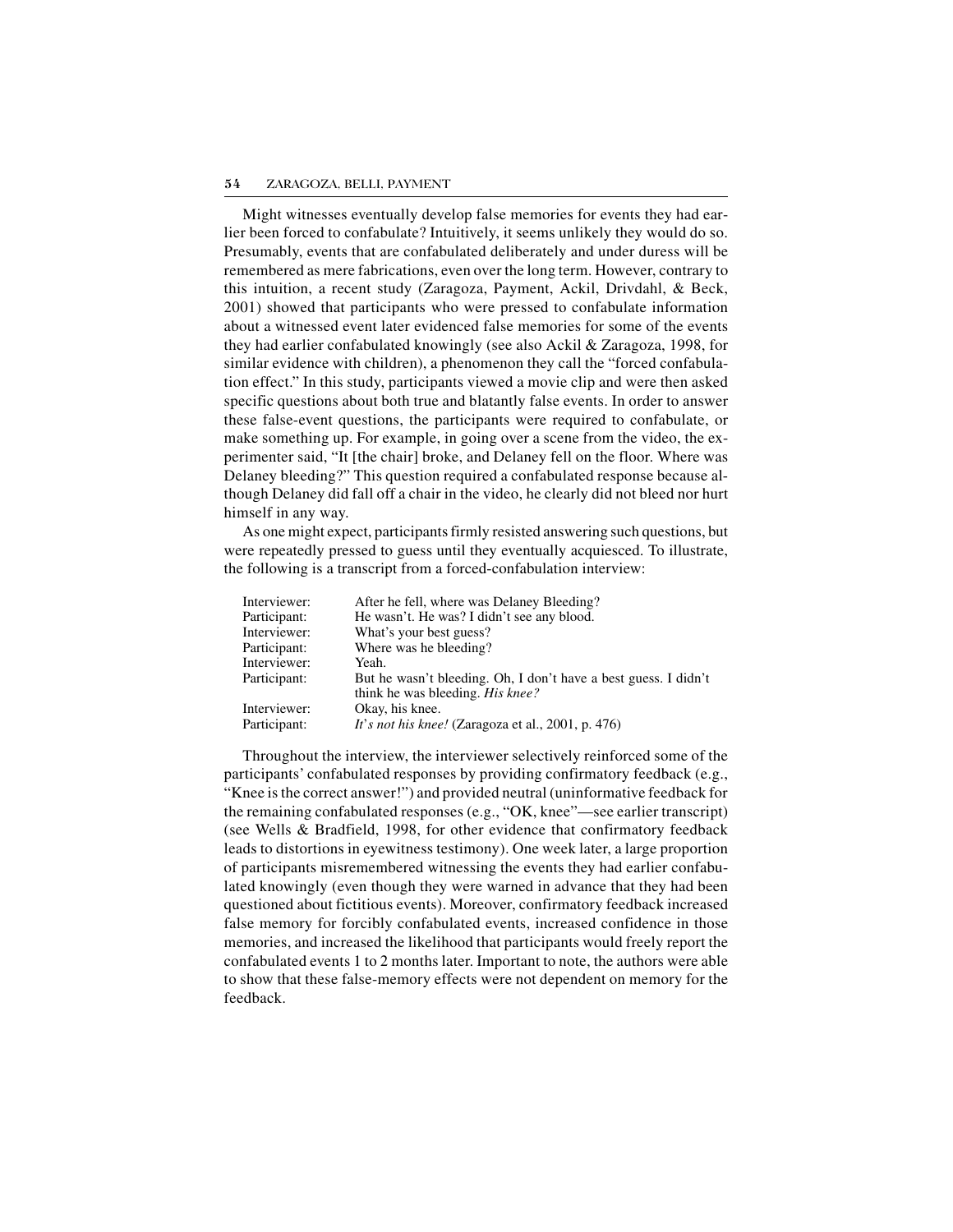Might witnesses eventually develop false memories for events they had earlier been forced to confabulate? Intuitively, it seems unlikely they would do so. Presumably, events that are confabulated deliberately and under duress will be remembered as mere fabrications, even over the long term. However, contrary to this intuition, a recent study (Zaragoza, Payment, Ackil, Drivdahl, & Beck, 2001) showed that participants who were pressed to confabulate information about a witnessed event later evidenced false memories for some of the events they had earlier confabulated knowingly (see also Ackil & Zaragoza, 1998, for similar evidence with children), a phenomenon they call the "forced confabulation effect." In this study, participants viewed a movie clip and were then asked specific questions about both true and blatantly false events. In order to answer these false-event questions, the participants were required to confabulate, or make something up. For example, in going over a scene from the video, the experimenter said, "It [the chair] broke, and Delaney fell on the floor. Where was Delaney bleeding?" This question required a confabulated response because although Delaney did fall off a chair in the video, he clearly did not bleed nor hurt himself in any way.

As one might expect, participants firmly resisted answering such questions, but were repeatedly pressed to guess until they eventually acquiesced. To illustrate, the following is a transcript from a forced-confabulation interview:

| | |
|---|---|
| Interviewer: | After he fell, where was Delaney Bleeding? |
| Participant: | He wasn't. He was? I didn't see any blood. |
| Interviewer: | What's your best guess? |
| Participant: | Where was he bleeding? |
| Interviewer: | Yeah. |
| Participant: | But he wasn't bleeding. Oh, I don't have a best guess. I didn't think he was bleeding. *His knee?* |
| Interviewer: | Okay, his knee. |
| Participant: | *It's not his knee!* (Zaragoza et al., 2001, p. 476) |

Throughout the interview, the interviewer selectively reinforced some of the participants' confabulated responses by providing confirmatory feedback (e.g., "Knee is the correct answer!") and provided neutral (uninformative feedback for the remaining confabulated responses (e.g., "OK, knee"—see earlier transcript) (see Wells & Bradfield, 1998, for other evidence that confirmatory feedback leads to distortions in eyewitness testimony). One week later, a large proportion of participants misremembered witnessing the events they had earlier confabulated knowingly (even though they were warned in advance that they had been questioned about fictitious events). Moreover, confirmatory feedback increased false memory for forcibly confabulated events, increased confidence in those memories, and increased the likelihood that participants would freely report the confabulated events 1 to 2 months later. Important to note, the authors were able to show that these false-memory effects were not dependent on memory for the feedback.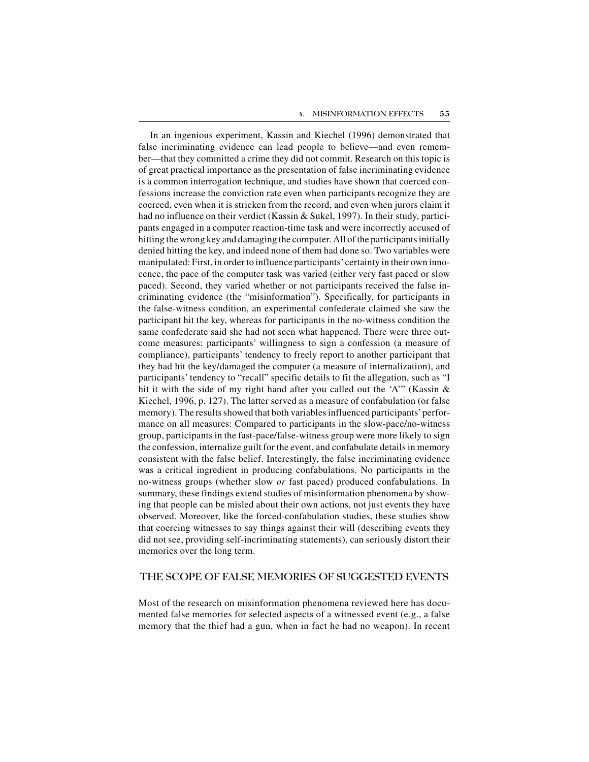In an ingenious experiment, Kassin and Kiechel (1996) demonstrated that false incriminating evidence can lead people to believe—and even remember—that they committed a crime they did not commit. Research on this topic is of great practical importance as the presentation of false incriminating evidence is a common interrogation technique, and studies have shown that coerced confessions increase the conviction rate even when participants recognize they are coerced, even when it is stricken from the record, and even when jurors claim it had no influence on their verdict (Kassin & Sukel, 1997). In their study, participants engaged in a computer reaction-time task and were incorrectly accused of hitting the wrong key and damaging the computer. All of the participants initially denied hitting the key, and indeed none of them had done so. Two variables were manipulated: First, in order to influence participants' certainty in their own innocence, the pace of the computer task was varied (either very fast paced or slow paced). Second, they varied whether or not participants received the false incriminating evidence (the "misinformation"). Specifically, for participants in the false-witness condition, an experimental confederate claimed she saw the participant hit the key, whereas for participants in the no-witness condition the same confederate said she had not seen what happened. There were three outcome measures: participants' willingness to sign a confession (a measure of compliance), participants' tendency to freely report to another participant that they had hit the key/damaged the computer (a measure of internalization), and participants' tendency to "recall" specific details to fit the allegation, such as "I hit it with the side of my right hand after you called out the 'A'" (Kassin & Kiechel, 1996, p. 127). The latter served as a measure of confabulation (or false memory). The results showed that both variables influenced participants' performance on all measures: Compared to participants in the slow-pace/no-witness group, participants in the fast-pace/false-witness group were more likely to sign the confession, internalize guilt for the event, and confabulate details in memory consistent with the false belief. Interestingly, the false incriminating evidence was a critical ingredient in producing confabulations. No participants in the no-witness groups (whether slow *or* fast paced) produced confabulations. In summary, these findings extend studies of misinformation phenomena by showing that people can be misled about their own actions, not just events they have observed. Moreover, like the forced-confabulation studies, these studies show that coercing witnesses to say things against their will (describing events they did not see, providing self-incriminating statements), can seriously distort their memories over the long term.

## THE SCOPE OF FALSE MEMORIES OF SUGGESTED EVENTS

Most of the research on misinformation phenomena reviewed here has documented false memories for selected aspects of a witnessed event (e.g., a false memory that the thief had a gun, when in fact he had no weapon). In recent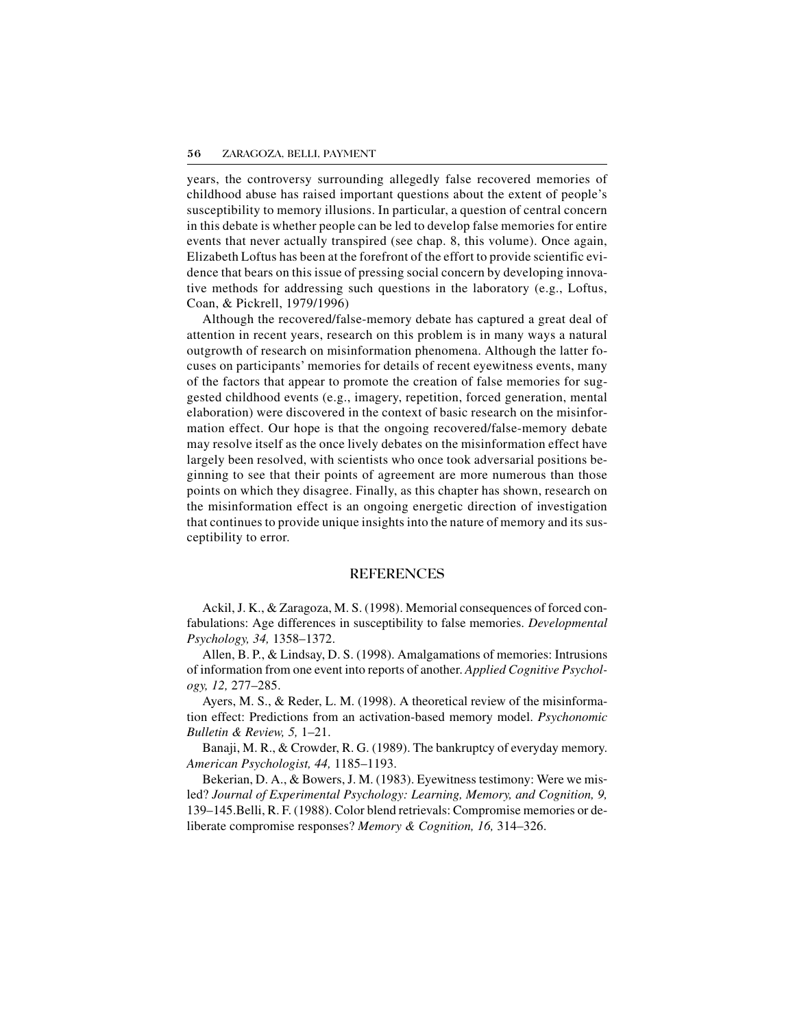years, the controversy surrounding allegedly false recovered memories of childhood abuse has raised important questions about the extent of people's susceptibility to memory illusions. In particular, a question of central concern in this debate is whether people can be led to develop false memories for entire events that never actually transpired (see chap. 8, this volume). Once again, Elizabeth Loftus has been at the forefront of the effort to provide scientific evidence that bears on this issue of pressing social concern by developing innovative methods for addressing such questions in the laboratory (e.g., Loftus, Coan, & Pickrell, 1979/1996)

Although the recovered/false-memory debate has captured a great deal of attention in recent years, research on this problem is in many ways a natural outgrowth of research on misinformation phenomena. Although the latter focuses on participants' memories for details of recent eyewitness events, many of the factors that appear to promote the creation of false memories for suggested childhood events (e.g., imagery, repetition, forced generation, mental elaboration) were discovered in the context of basic research on the misinformation effect. Our hope is that the ongoing recovered/false-memory debate may resolve itself as the once lively debates on the misinformation effect have largely been resolved, with scientists who once took adversarial positions beginning to see that their points of agreement are more numerous than those points on which they disagree. Finally, as this chapter has shown, research on the misinformation effect is an ongoing energetic direction of investigation that continues to provide unique insights into the nature of memory and its susceptibility to error.

## REFERENCES

Ackil, J. K., & Zaragoza, M. S. (1998). Memorial consequences of forced confabulations: Age differences in susceptibility to false memories. *Developmental Psychology, 34,* 1358–1372.

Allen, B. P., & Lindsay, D. S. (1998). Amalgamations of memories: Intrusions of information from one event into reports of another. *Applied Cognitive Psychology, 12,* 277–285.

Ayers, M. S., & Reder, L. M. (1998). A theoretical review of the misinformation effect: Predictions from an activation-based memory model. *Psychonomic Bulletin & Review, 5,* 1–21.

Banaji, M. R., & Crowder, R. G. (1989). The bankruptcy of everyday memory. *American Psychologist, 44,* 1185–1193.

Bekerian, D. A., & Bowers, J. M. (1983). Eyewitness testimony: Were we misled? *Journal of Experimental Psychology: Learning, Memory, and Cognition, 9,* 139–145.Belli, R. F. (1988). Color blend retrievals: Compromise memories or deliberate compromise responses? *Memory & Cognition, 16,* 314–326.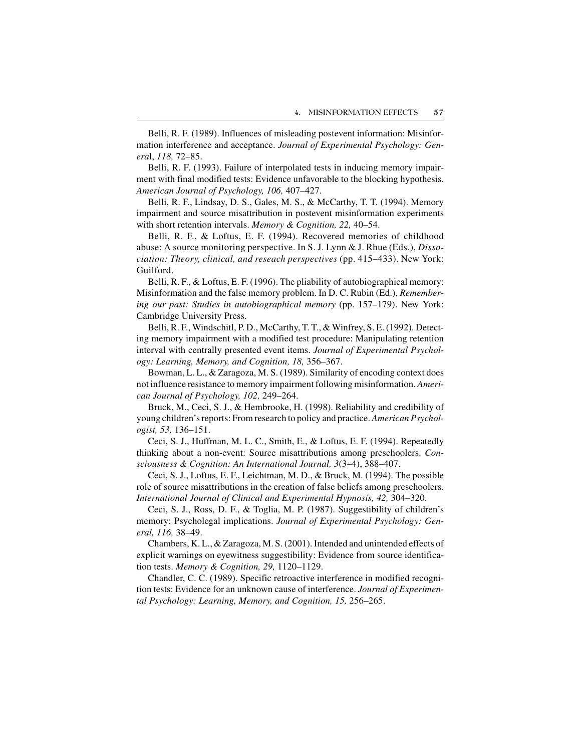Belli, R. F. (1989). Influences of misleading postevent information: Misinformation interference and acceptance. *Journal of Experimental Psychology: General*, *118,* 72–85.

Belli, R. F. (1993). Failure of interpolated tests in inducing memory impairment with final modified tests: Evidence unfavorable to the blocking hypothesis. *American Journal of Psychology, 106,* 407–427.

Belli, R. F., Lindsay, D. S., Gales, M. S., & McCarthy, T. T. (1994). Memory impairment and source misattribution in postevent misinformation experiments with short retention intervals. *Memory & Cognition, 22,* 40–54.

Belli, R. F., & Loftus, E. F. (1994). Recovered memories of childhood abuse: A source monitoring perspective. In S. J. Lynn & J. Rhue (Eds.), *Dissociation: Theory, clinical, and reseach perspectives* (pp. 415–433). New York: Guilford.

Belli, R. F., & Loftus, E. F. (1996). The pliability of autobiographical memory: Misinformation and the false memory problem. In D. C. Rubin (Ed.), *Remembering our past: Studies in autobiographical memory* (pp. 157–179). New York: Cambridge University Press.

Belli, R. F., Windschitl, P. D., McCarthy, T. T., & Winfrey, S. E. (1992). Detecting memory impairment with a modified test procedure: Manipulating retention interval with centrally presented event items. *Journal of Experimental Psychology: Learning, Memory, and Cognition, 18,* 356–367.

Bowman, L. L., & Zaragoza, M. S. (1989). Similarity of encoding context does not influence resistance to memory impairment following misinformation. *American Journal of Psychology, 102,* 249–264.

Bruck, M., Ceci, S. J., & Hembrooke, H. (1998). Reliability and credibility of young children's reports: From research to policy and practice. *American Psychologist, 53,* 136–151.

Ceci, S. J., Huffman, M. L. C., Smith, E., & Loftus, E. F. (1994). Repeatedly thinking about a non-event: Source misattributions among preschoolers. *Consciousness & Cognition: An International Journal, 3*(3–4), 388–407.

Ceci, S. J., Loftus, E. F., Leichtman, M. D., & Bruck, M. (1994). The possible role of source misattributions in the creation of false beliefs among preschoolers. *International Journal of Clinical and Experimental Hypnosis, 42,* 304–320.

Ceci, S. J., Ross, D. F., & Toglia, M. P. (1987). Suggestibility of children's memory: Psycholegal implications. *Journal of Experimental Psychology: General, 116,* 38–49.

Chambers, K. L., & Zaragoza, M. S. (2001). Intended and unintended effects of explicit warnings on eyewitness suggestibility: Evidence from source identification tests. *Memory & Cognition, 29,* 1120–1129.

Chandler, C. C. (1989). Specific retroactive interference in modified recognition tests: Evidence for an unknown cause of interference. *Journal of Experimental Psychology: Learning, Memory, and Cognition, 15,* 256–265.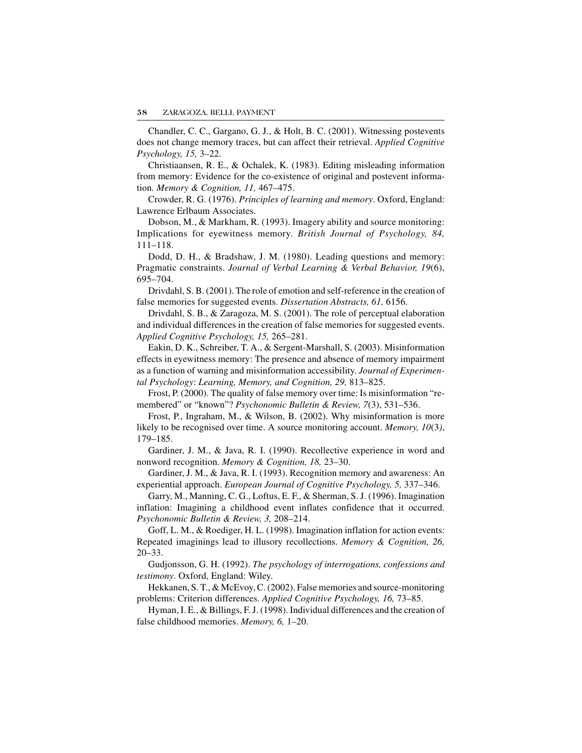Chandler, C. C., Gargano, G. J., & Holt, B. C. (2001). Witnessing postevents does not change memory traces, but can affect their retrieval. *Applied Cognitive Psychology, 15,* 3–22.

Christiaansen, R. E., & Ochalek, K. (1983). Editing misleading information from memory: Evidence for the co-existence of original and postevent information. *Memory & Cognition, 11,* 467–475.

Crowder, R. G. (1976). *Principles of learning and memory*. Oxford, England: Lawrence Erlbaum Associates.

Dobson, M., & Markham, R. (1993). Imagery ability and source monitoring: Implications for eyewitness memory. *British Journal of Psychology, 84,* 111–118.

Dodd, D. H., & Bradshaw, J. M. (1980). Leading questions and memory: Pragmatic constraints. *Journal of Verbal Learning & Verbal Behavior, 19*(6), 695–704.

Drivdahl, S. B. (2001). The role of emotion and self-reference in the creation of false memories for suggested events. *Dissertation Abstracts, 61,* 6156.

Drivdahl, S. B., & Zaragoza, M. S. (2001). The role of perceptual elaboration and individual differences in the creation of false memories for suggested events. *Applied Cognitive Psychology, 15,* 265–281.

Eakin, D. K., Schreiber, T. A., & Sergent-Marshall, S. (2003). Misinformation effects in eyewitness memory: The presence and absence of memory impairment as a function of warning and misinformation accessibility. *Journal of Experimental Psychology*: *Learning, Memory, and Cognition, 29,* 813–825.

Frost, P. (2000). The quality of false memory over time: Is misinformation "remembered" or "known"? *Psychonomic Bulletin & Review, 7*(3), 531–536.

Frost, P., Ingraham, M., & Wilson, B. (2002). Why misinformation is more likely to be recognised over time. A source monitoring account. *Memory, 10*(3), 179–185.

Gardiner, J. M., & Java, R. I. (1990). Recollective experience in word and nonword recognition. *Memory & Cognition, 18,* 23–30.

Gardiner, J. M., & Java, R. I. (1993). Recognition memory and awareness: An experiential approach. *European Journal of Cognitive Psychology, 5,* 337–346.

Garry, M., Manning, C. G., Loftus, E. F., & Sherman, S. J. (1996). Imagination inflation: Imagining a childhood event inflates confidence that it occurred. *Psychonomic Bulletin & Review, 3,* 208–214.

Goff, L. M., & Roediger, H. L. (1998). Imagination inflation for action events: Repeated imaginings lead to illusory recollections. *Memory & Cognition, 26,* 20–33.

Gudjonsson, G. H. (1992). *The psychology of interrogations, confessions and testimony*. Oxford, England: Wiley.

Hekkanen, S. T., & McEvoy, C. (2002). False memories and source-monitoring problems: Criterion differences. *Applied Cognitive Psychology, 16,* 73–85.

Hyman, I. E., & Billings, F. J. (1998). Individual differences and the creation of false childhood memories. *Memory, 6,* 1–20.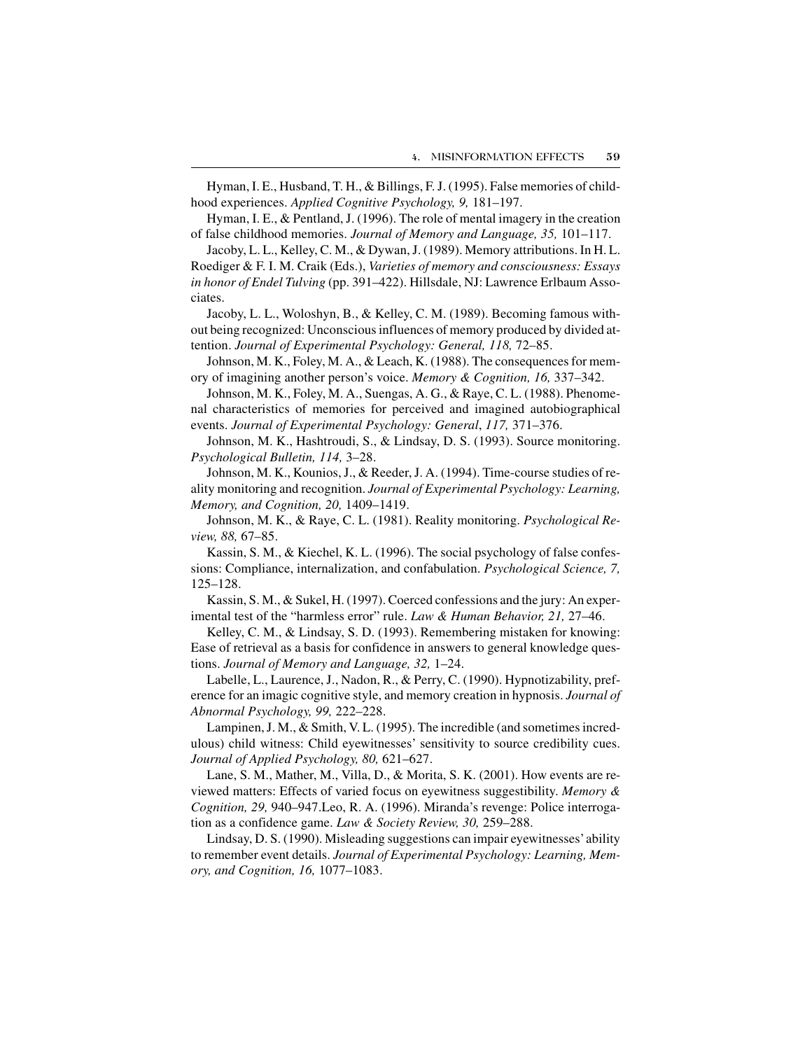Hyman, I. E., Husband, T. H., & Billings, F. J. (1995). False memories of childhood experiences. *Applied Cognitive Psychology, 9,* 181–197.

Hyman, I. E., & Pentland, J. (1996). The role of mental imagery in the creation of false childhood memories. *Journal of Memory and Language, 35,* 101–117.

Jacoby, L. L., Kelley, C. M., & Dywan, J. (1989). Memory attributions. In H. L. Roediger & F. I. M. Craik (Eds.), *Varieties of memory and consciousness: Essays in honor of Endel Tulving* (pp. 391–422). Hillsdale, NJ: Lawrence Erlbaum Associates.

Jacoby, L. L., Woloshyn, B., & Kelley, C. M. (1989). Becoming famous without being recognized: Unconscious influences of memory produced by divided attention. *Journal of Experimental Psychology: General, 118,* 72–85.

Johnson, M. K., Foley, M. A., & Leach, K. (1988). The consequences for memory of imagining another person's voice. *Memory & Cognition, 16,* 337–342.

Johnson, M. K., Foley, M. A., Suengas, A. G., & Raye, C. L. (1988). Phenomenal characteristics of memories for perceived and imagined autobiographical events. *Journal of Experimental Psychology: General*, *117,* 371–376.

Johnson, M. K., Hashtroudi, S., & Lindsay, D. S. (1993). Source monitoring. *Psychological Bulletin, 114,* 3–28.

Johnson, M. K., Kounios, J., & Reeder, J. A. (1994). Time-course studies of reality monitoring and recognition. *Journal of Experimental Psychology: Learning, Memory, and Cognition, 20,* 1409–1419.

Johnson, M. K., & Raye, C. L. (1981). Reality monitoring. *Psychological Review, 88,* 67–85.

Kassin, S. M., & Kiechel, K. L. (1996). The social psychology of false confessions: Compliance, internalization, and confabulation. *Psychological Science, 7,* 125–128.

Kassin, S. M., & Sukel, H. (1997). Coerced confessions and the jury: An experimental test of the "harmless error" rule. *Law & Human Behavior, 21,* 27–46.

Kelley, C. M., & Lindsay, S. D. (1993). Remembering mistaken for knowing: Ease of retrieval as a basis for confidence in answers to general knowledge questions. *Journal of Memory and Language, 32,* 1–24.

Labelle, L., Laurence, J., Nadon, R., & Perry, C. (1990). Hypnotizability, preference for an imagic cognitive style, and memory creation in hypnosis. *Journal of Abnormal Psychology, 99,* 222–228.

Lampinen, J. M., & Smith, V. L. (1995). The incredible (and sometimes incredulous) child witness: Child eyewitnesses' sensitivity to source credibility cues. *Journal of Applied Psychology, 80,* 621–627.

Lane, S. M., Mather, M., Villa, D., & Morita, S. K. (2001). How events are reviewed matters: Effects of varied focus on eyewitness suggestibility. *Memory & Cognition, 29,* 940–947.Leo, R. A. (1996). Miranda's revenge: Police interrogation as a confidence game. *Law & Society Review, 30,* 259–288.

Lindsay, D. S. (1990). Misleading suggestions can impair eyewitnesses' ability to remember event details. *Journal of Experimental Psychology: Learning, Memory, and Cognition, 16,* 1077–1083.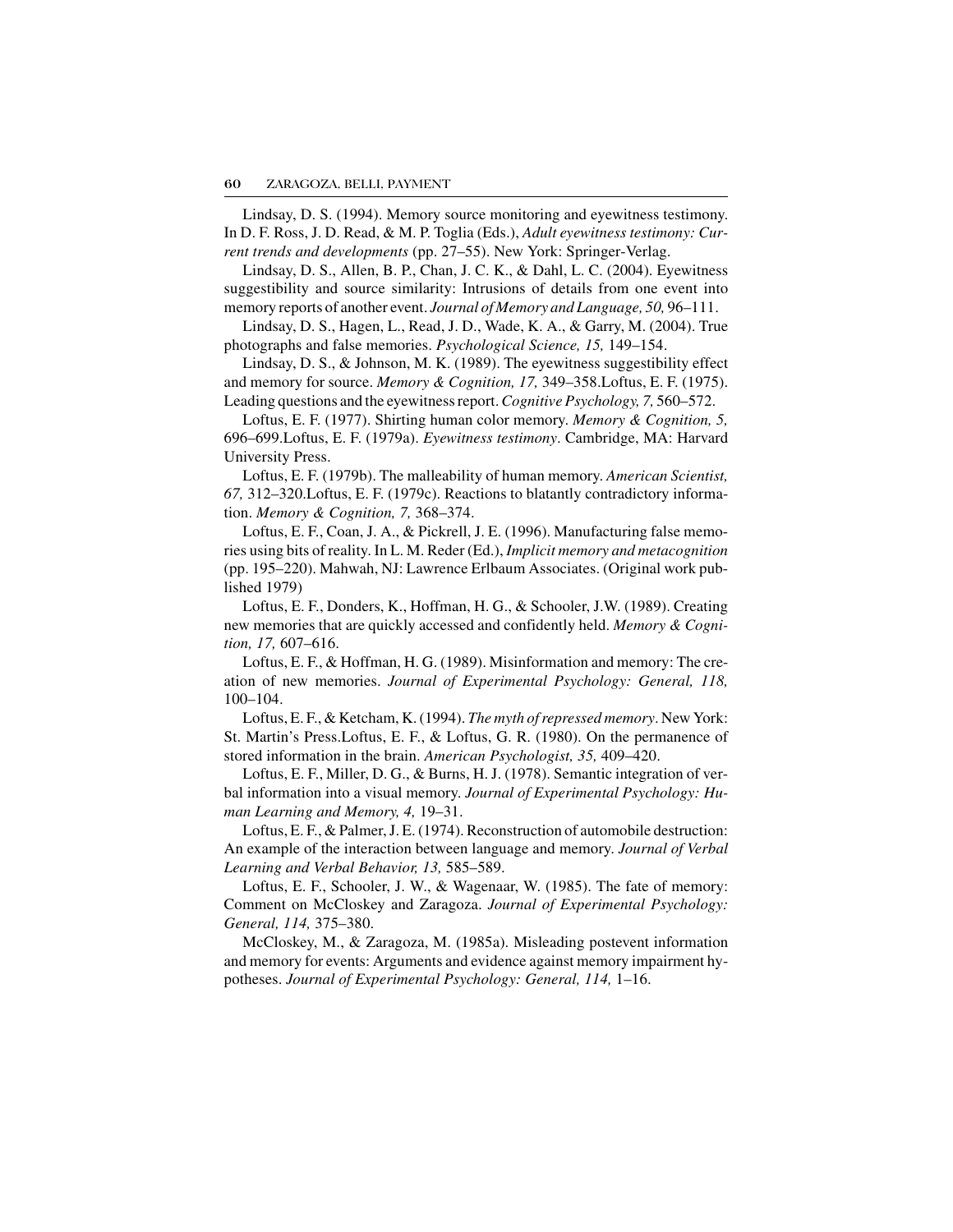Lindsay, D. S. (1994). Memory source monitoring and eyewitness testimony. In D. F. Ross, J. D. Read, & M. P. Toglia (Eds.), *Adult eyewitness testimony: Current trends and developments* (pp. 27–55). New York: Springer-Verlag.

Lindsay, D. S., Allen, B. P., Chan, J. C. K., & Dahl, L. C. (2004). Eyewitness suggestibility and source similarity: Intrusions of details from one event into memory reports of another event. *Journal of Memory and Language, 50,* 96–111.

Lindsay, D. S., Hagen, L., Read, J. D., Wade, K. A., & Garry, M. (2004). True photographs and false memories. *Psychological Science, 15,* 149–154.

Lindsay, D. S., & Johnson, M. K. (1989). The eyewitness suggestibility effect and memory for source. *Memory & Cognition, 17,* 349–358.Loftus, E. F. (1975). Leading questions and the eyewitness report. *Cognitive Psychology, 7,* 560–572.

Loftus, E. F. (1977). Shirting human color memory. *Memory & Cognition, 5,* 696–699.Loftus, E. F. (1979a). *Eyewitness testimony*. Cambridge, MA: Harvard University Press.

Loftus, E. F. (1979b). The malleability of human memory. *American Scientist, 67,* 312–320.Loftus, E. F. (1979c). Reactions to blatantly contradictory information. *Memory & Cognition, 7,* 368–374.

Loftus, E. F., Coan, J. A., & Pickrell, J. E. (1996). Manufacturing false memories using bits of reality. In L. M. Reder (Ed.), *Implicit memory and metacognition* (pp. 195–220). Mahwah, NJ: Lawrence Erlbaum Associates. (Original work published 1979)

Loftus, E. F., Donders, K., Hoffman, H. G., & Schooler, J.W. (1989). Creating new memories that are quickly accessed and confidently held. *Memory & Cognition, 17,* 607–616.

Loftus, E. F., & Hoffman, H. G. (1989). Misinformation and memory: The creation of new memories. *Journal of Experimental Psychology: General, 118,* 100–104.

Loftus, E. F., & Ketcham, K. (1994). *The myth of repressed memory*. New York: St. Martin's Press.Loftus, E. F., & Loftus, G. R. (1980). On the permanence of stored information in the brain. *American Psychologist, 35,* 409–420.

Loftus, E. F., Miller, D. G., & Burns, H. J. (1978). Semantic integration of verbal information into a visual memory. *Journal of Experimental Psychology: Human Learning and Memory, 4,* 19–31.

Loftus, E. F., & Palmer, J. E. (1974). Reconstruction of automobile destruction: An example of the interaction between language and memory. *Journal of Verbal Learning and Verbal Behavior, 13,* 585–589.

Loftus, E. F., Schooler, J. W., & Wagenaar, W. (1985). The fate of memory: Comment on McCloskey and Zaragoza. *Journal of Experimental Psychology: General, 114,* 375–380.

McCloskey, M., & Zaragoza, M. (1985a). Misleading postevent information and memory for events: Arguments and evidence against memory impairment hypotheses. *Journal of Experimental Psychology: General, 114,* 1–16.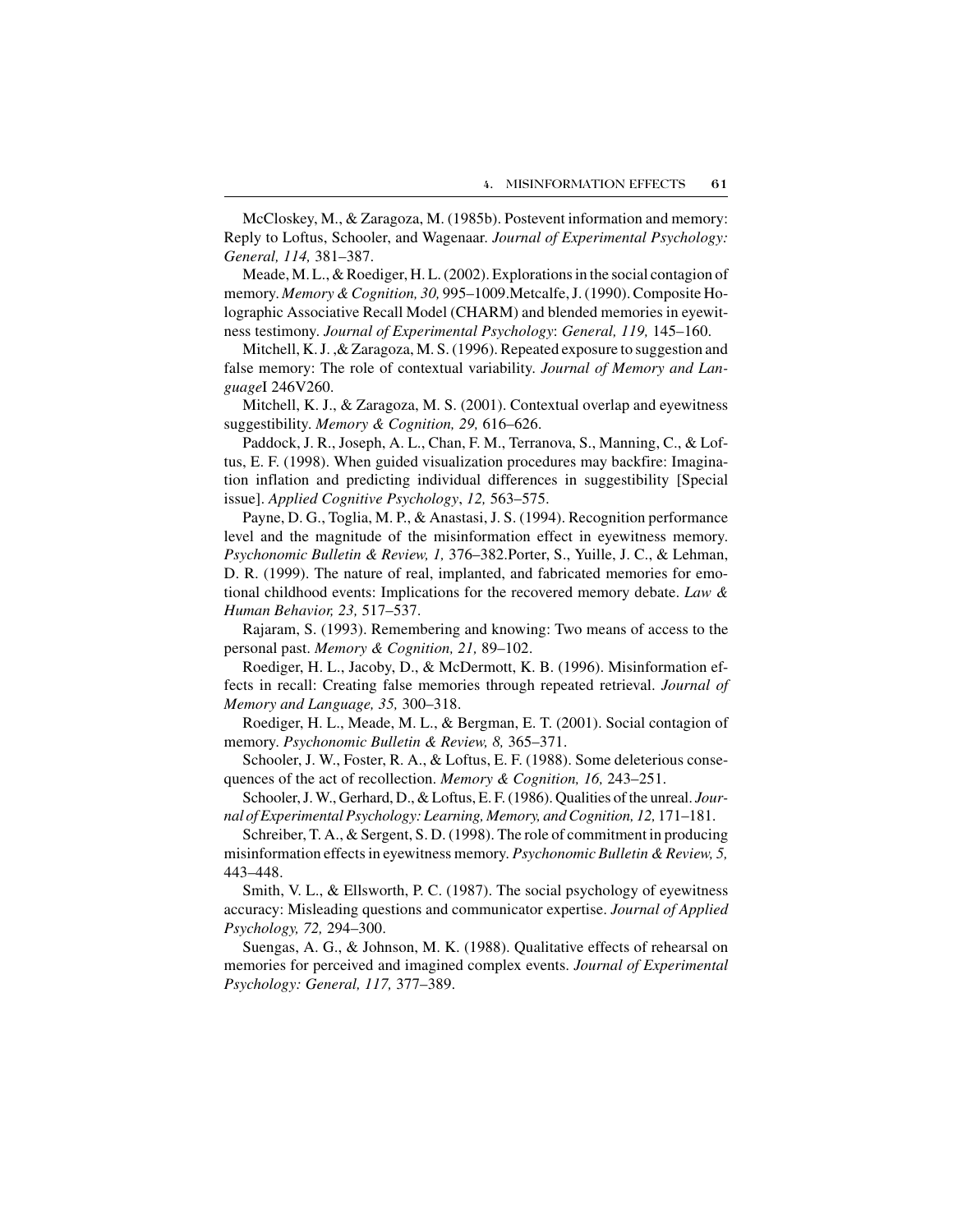McCloskey, M., & Zaragoza, M. (1985b). Postevent information and memory: Reply to Loftus, Schooler, and Wagenaar. *Journal of Experimental Psychology: General, 114,* 381–387.

Meade, M. L., & Roediger, H. L. (2002). Explorations in the social contagion of memory. *Memory & Cognition, 30,* 995–1009.Metcalfe, J. (1990). Composite Holographic Associative Recall Model (CHARM) and blended memories in eyewitness testimony. *Journal of Experimental Psychology*: *General, 119,* 145–160.

Mitchell, K. J. ,& Zaragoza, M. S. (1996). Repeated exposure to suggestion and false memory: The role of contextual variability. *Journal of Memory and Language*I 246V260.

Mitchell, K. J., & Zaragoza, M. S. (2001). Contextual overlap and eyewitness suggestibility. *Memory & Cognition, 29,* 616–626.

Paddock, J. R., Joseph, A. L., Chan, F. M., Terranova, S., Manning, C., & Loftus, E. F. (1998). When guided visualization procedures may backfire: Imagination inflation and predicting individual differences in suggestibility [Special issue]. *Applied Cognitive Psychology*, *12,* 563–575.

Payne, D. G., Toglia, M. P., & Anastasi, J. S. (1994). Recognition performance level and the magnitude of the misinformation effect in eyewitness memory. *Psychonomic Bulletin & Review, 1,* 376–382.Porter, S., Yuille, J. C., & Lehman, D. R. (1999). The nature of real, implanted, and fabricated memories for emotional childhood events: Implications for the recovered memory debate. *Law & Human Behavior, 23,* 517–537.

Rajaram, S. (1993). Remembering and knowing: Two means of access to the personal past. *Memory & Cognition, 21,* 89–102.

Roediger, H. L., Jacoby, D., & McDermott, K. B. (1996). Misinformation effects in recall: Creating false memories through repeated retrieval. *Journal of Memory and Language, 35,* 300–318.

Roediger, H. L., Meade, M. L., & Bergman, E. T. (2001). Social contagion of memory. *Psychonomic Bulletin & Review, 8,* 365–371.

Schooler, J. W., Foster, R. A., & Loftus, E. F. (1988). Some deleterious consequences of the act of recollection. *Memory & Cognition, 16,* 243–251.

Schooler, J. W., Gerhard, D., & Loftus, E. F. (1986). Qualities of the unreal. *Journal of Experimental Psychology: Learning, Memory, and Cognition, 12,* 171–181.

Schreiber, T. A., & Sergent, S. D. (1998). The role of commitment in producing misinformation effects in eyewitness memory. *Psychonomic Bulletin & Review, 5,* 443–448.

Smith, V. L., & Ellsworth, P. C. (1987). The social psychology of eyewitness accuracy: Misleading questions and communicator expertise. *Journal of Applied Psychology, 72,* 294–300.

Suengas, A. G., & Johnson, M. K. (1988). Qualitative effects of rehearsal on memories for perceived and imagined complex events. *Journal of Experimental Psychology: General, 117,* 377–389.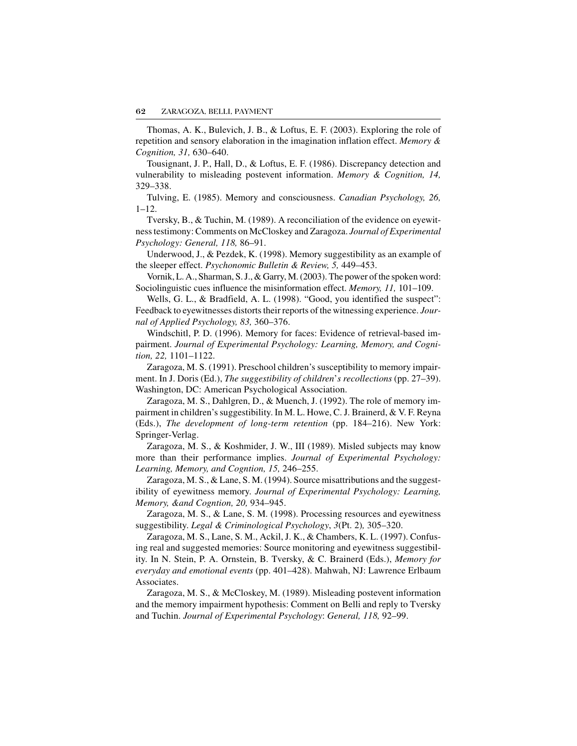Thomas, A. K., Bulevich, J. B., & Loftus, E. F. (2003). Exploring the role of repetition and sensory elaboration in the imagination inflation effect. *Memory & Cognition, 31,* 630–640.

Tousignant, J. P., Hall, D., & Loftus, E. F. (1986). Discrepancy detection and vulnerability to misleading postevent information. *Memory & Cognition, 14,* 329–338.

Tulving, E. (1985). Memory and consciousness. *Canadian Psychology, 26,* 1–12.

Tversky, B., & Tuchin, M. (1989). A reconciliation of the evidence on eyewitness testimony: Comments on McCloskey and Zaragoza. *Journal of Experimental Psychology: General, 118,* 86–91.

Underwood, J., & Pezdek, K. (1998). Memory suggestibility as an example of the sleeper effect. *Psychonomic Bulletin & Review, 5,* 449–453.

Vornik, L. A., Sharman, S. J., & Garry, M. (2003). The power of the spoken word: Sociolinguistic cues influence the misinformation effect. *Memory, 11,* 101–109.

Wells, G. L., & Bradfield, A. L. (1998). "Good, you identified the suspect": Feedback to eyewitnesses distorts their reports of the witnessing experience. *Journal of Applied Psychology, 83,* 360–376.

Windschitl, P. D. (1996). Memory for faces: Evidence of retrieval-based impairment. *Journal of Experimental Psychology: Learning, Memory, and Cognition, 22,* 1101–1122.

Zaragoza, M. S. (1991). Preschool children's susceptibility to memory impairment. In J. Doris (Ed.), *The suggestibility of children's recollections* (pp. 27–39). Washington, DC: American Psychological Association.

Zaragoza, M. S., Dahlgren, D., & Muench, J. (1992). The role of memory impairment in children's suggestibility. In M. L. Howe, C. J. Brainerd, & V. F. Reyna (Eds.), *The development of long-term retention* (pp. 184–216). New York: Springer-Verlag.

Zaragoza, M. S., & Koshmider, J. W., III (1989). Misled subjects may know more than their performance implies. *Journal of Experimental Psychology: Learning, Memory, and Cogntion, 15,* 246–255.

Zaragoza, M. S., & Lane, S. M. (1994). Source misattributions and the suggestibility of eyewitness memory. *Journal of Experimental Psychology: Learning, Memory, &and Cogntion, 20,* 934–945.

Zaragoza, M. S., & Lane, S. M. (1998). Processing resources and eyewitness suggestibility. *Legal & Criminological Psychology*, *3*(Pt. 2)*,* 305–320.

Zaragoza, M. S., Lane, S. M., Ackil, J. K., & Chambers, K. L. (1997). Confusing real and suggested memories: Source monitoring and eyewitness suggestibility. In N. Stein, P. A. Ornstein, B. Tversky, & C. Brainerd (Eds.), *Memory for everyday and emotional events* (pp. 401–428). Mahwah, NJ: Lawrence Erlbaum Associates.

Zaragoza, M. S., & McCloskey, M. (1989). Misleading postevent information and the memory impairment hypothesis: Comment on Belli and reply to Tversky and Tuchin. *Journal of Experimental Psychology*: *General, 118,* 92–99.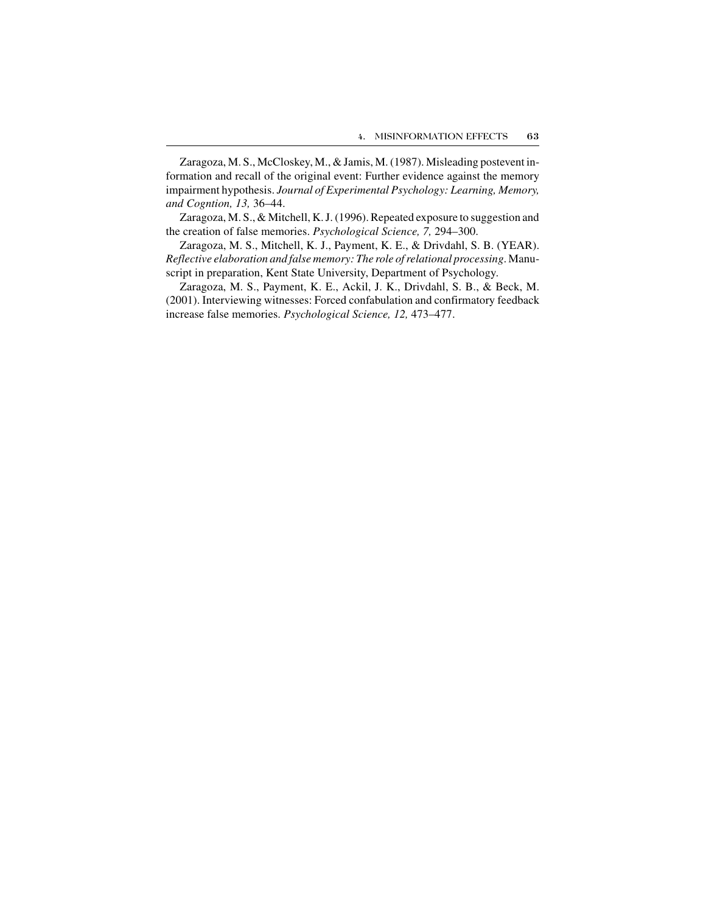Zaragoza, M. S., McCloskey, M., & Jamis, M. (1987). Misleading postevent information and recall of the original event: Further evidence against the memory impairment hypothesis. *Journal of Experimental Psychology: Learning, Memory, and Cogntion, 13,* 36–44.

Zaragoza, M. S., & Mitchell, K. J. (1996). Repeated exposure to suggestion and the creation of false memories. *Psychological Science, 7,* 294–300.

Zaragoza, M. S., Mitchell, K. J., Payment, K. E., & Drivdahl, S. B. (YEAR). *Reflective elaboration and false memory: The role of relational processing*. Manuscript in preparation, Kent State University, Department of Psychology.

Zaragoza, M. S., Payment, K. E., Ackil, J. K., Drivdahl, S. B., & Beck, M. (2001). Interviewing witnesses: Forced confabulation and confirmatory feedback increase false memories. *Psychological Science, 12,* 473–477.